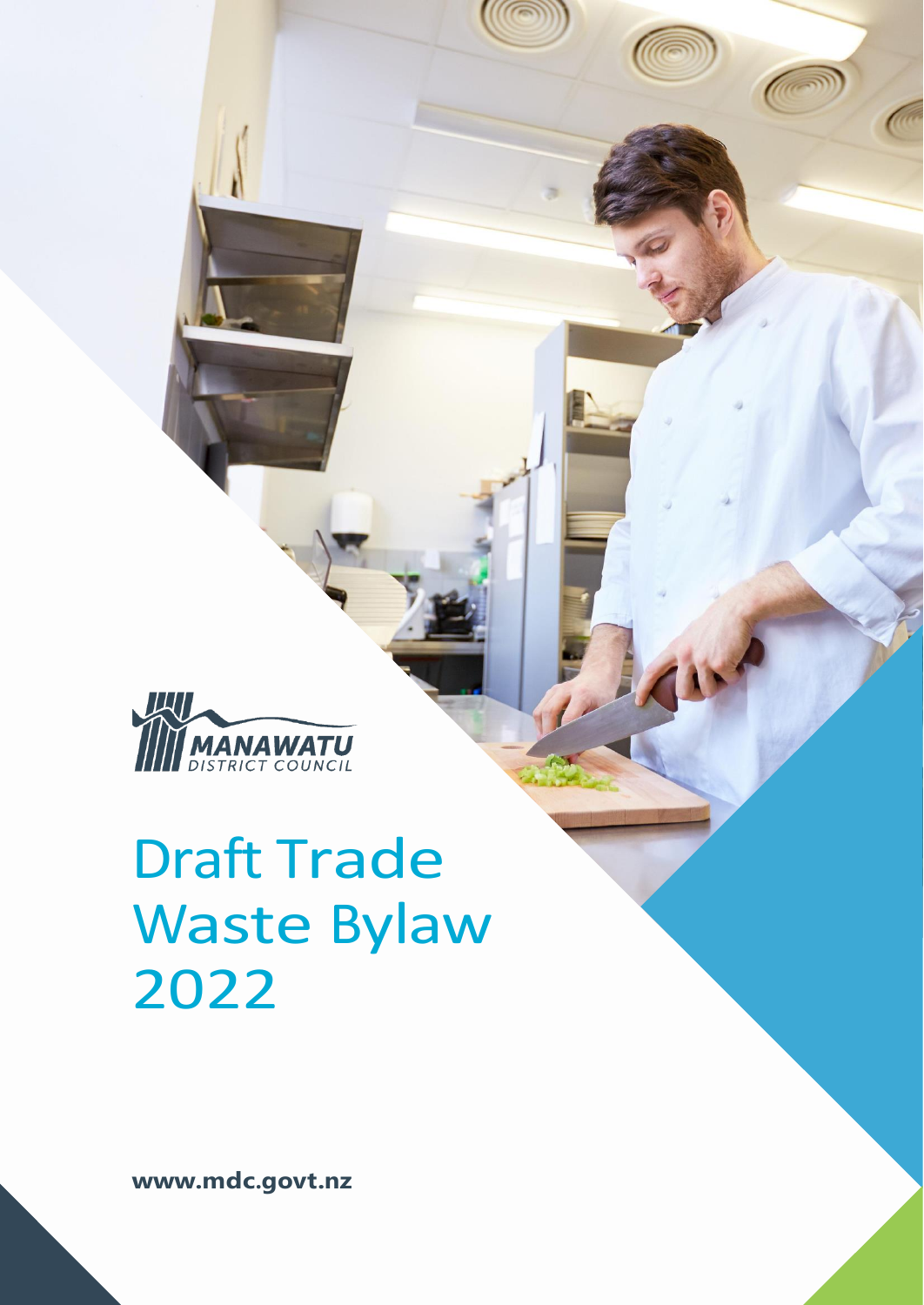MANAWATU DISTRICT COUNCIL

# Draft Trade Waste Bylaw 2022

**www.mdc.govt.nz**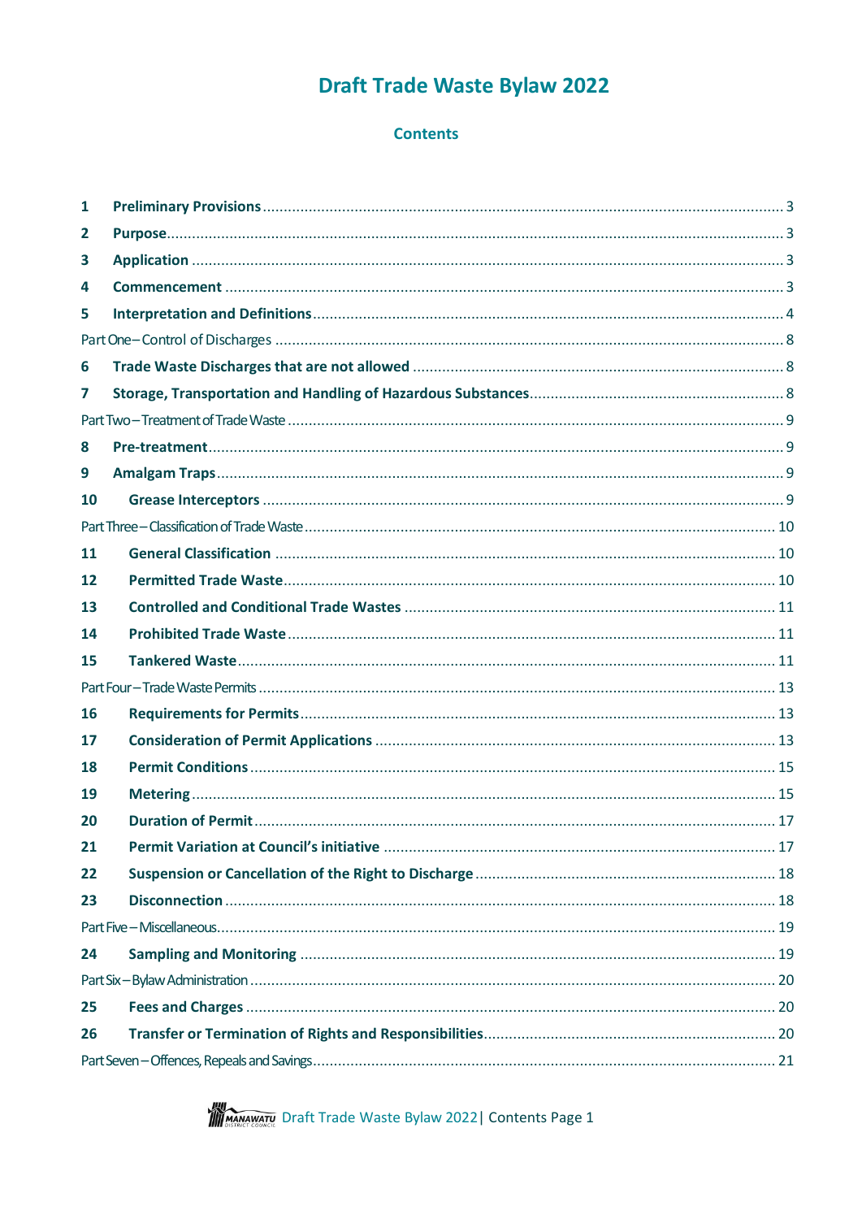# Draft Trade Waste Bylaw 2022

## Contents

| | | |
|---|---|---|
| **1** | **Preliminary Provisions** | 3 |
| **2** | **Purpose** | 3 |
| **3** | **Application** | 3 |
| **4** | **Commencement** | 3 |
| **5** | **Interpretation and Definitions** | 4 |
| Part One – Control of Discharges | | 8 |
| **6** | **Trade Waste Discharges that are not allowed** | 8 |
| **7** | **Storage, Transportation and Handling of Hazardous Substances** | 8 |
| Part Two – Treatment of Trade Waste | | 9 |
| **8** | **Pre-treatment** | 9 |
| **9** | **Amalgam Traps** | 9 |
| **10** | **Grease Interceptors** | 9 |
| Part Three – Classification of Trade Waste | | 10 |
| **11** | **General Classification** | 10 |
| **12** | **Permitted Trade Waste** | 10 |
| **13** | **Controlled and Conditional Trade Wastes** | 11 |
| **14** | **Prohibited Trade Waste** | 11 |
| **15** | **Tankered Waste** | 11 |
| Part Four – Trade Waste Permits | | 13 |
| **16** | **Requirements for Permits** | 13 |
| **17** | **Consideration of Permit Applications** | 13 |
| **18** | **Permit Conditions** | 15 |
| **19** | **Metering** | 15 |
| **20** | **Duration of Permit** | 17 |
| **21** | **Permit Variation at Council's initiative** | 17 |
| **22** | **Suspension or Cancellation of the Right to Discharge** | 18 |
| **23** | **Disconnection** | 18 |
| Part Five – Miscellaneous | | 19 |
| **24** | **Sampling and Monitoring** | 19 |
| Part Six – Bylaw Administration | | 20 |
| **25** | **Fees and Charges** | 20 |
| **26** | **Transfer or Termination of Rights and Responsibilities** | 20 |
| Part Seven – Offences, Repeals and Savings | | 21 |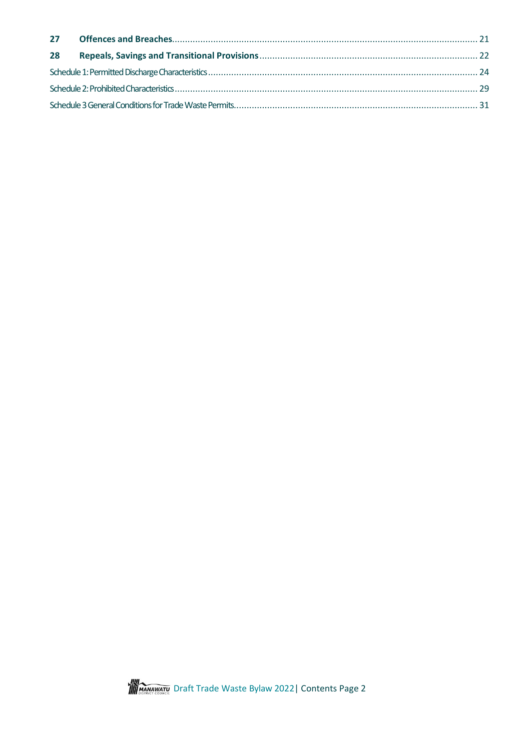**27 Offences and Breaches** ..... 21

**28 Repeals, Savings and Transitional Provisions** ..... 22

Schedule 1: Permitted Discharge Characteristics ..... 24

Schedule 2: Prohibited Characteristics ..... 29

Schedule 3 General Conditions for Trade Waste Permits ..... 31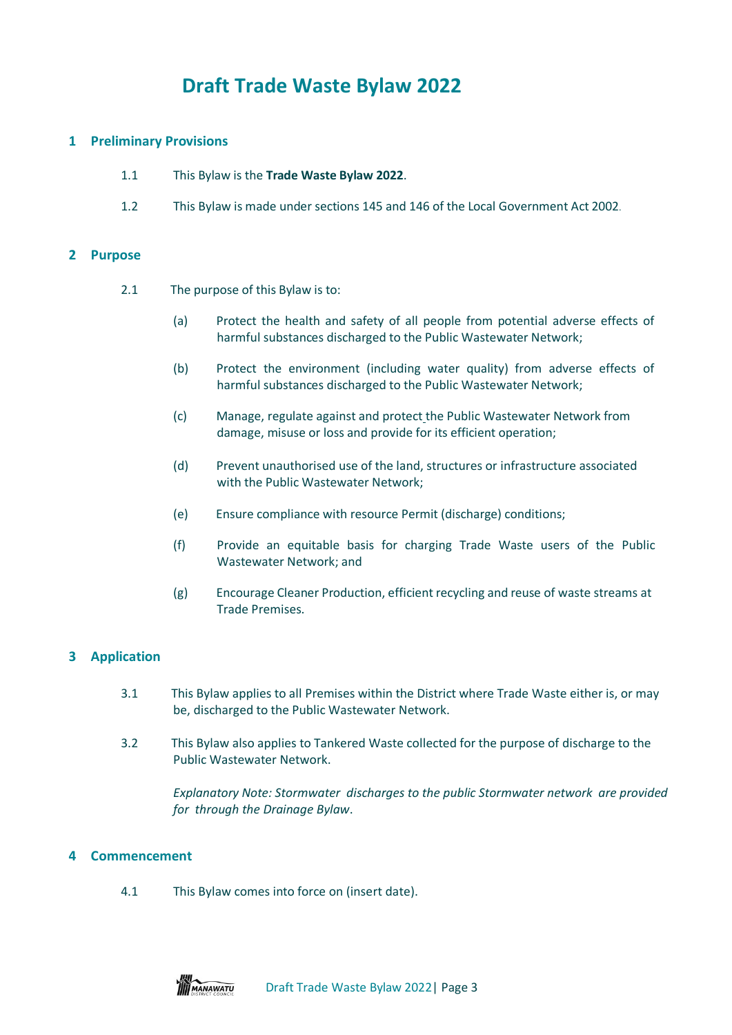# Draft Trade Waste Bylaw 2022

## 1 Preliminary Provisions

1.1 This Bylaw is the **Trade Waste Bylaw 2022**.

1.2 This Bylaw is made under sections 145 and 146 of the Local Government Act 2002.

## 2 Purpose

2.1 The purpose of this Bylaw is to:

(a) Protect the health and safety of all people from potential adverse effects of harmful substances discharged to the Public Wastewater Network;

(b) Protect the environment (including water quality) from adverse effects of harmful substances discharged to the Public Wastewater Network;

(c) Manage, regulate against and protect the Public Wastewater Network from damage, misuse or loss and provide for its efficient operation;

(d) Prevent unauthorised use of the land, structures or infrastructure associated with the Public Wastewater Network;

(e) Ensure compliance with resource Permit (discharge) conditions;

(f) Provide an equitable basis for charging Trade Waste users of the Public Wastewater Network; and

(g) Encourage Cleaner Production, efficient recycling and reuse of waste streams at Trade Premises.

## 3 Application

3.1 This Bylaw applies to all Premises within the District where Trade Waste either is, or may be, discharged to the Public Wastewater Network.

3.2 This Bylaw also applies to Tankered Waste collected for the purpose of discharge to the Public Wastewater Network.

*Explanatory Note: Stormwater discharges to the public Stormwater network are provided for through the Drainage Bylaw*.

## 4 Commencement

4.1 This Bylaw comes into force on (insert date).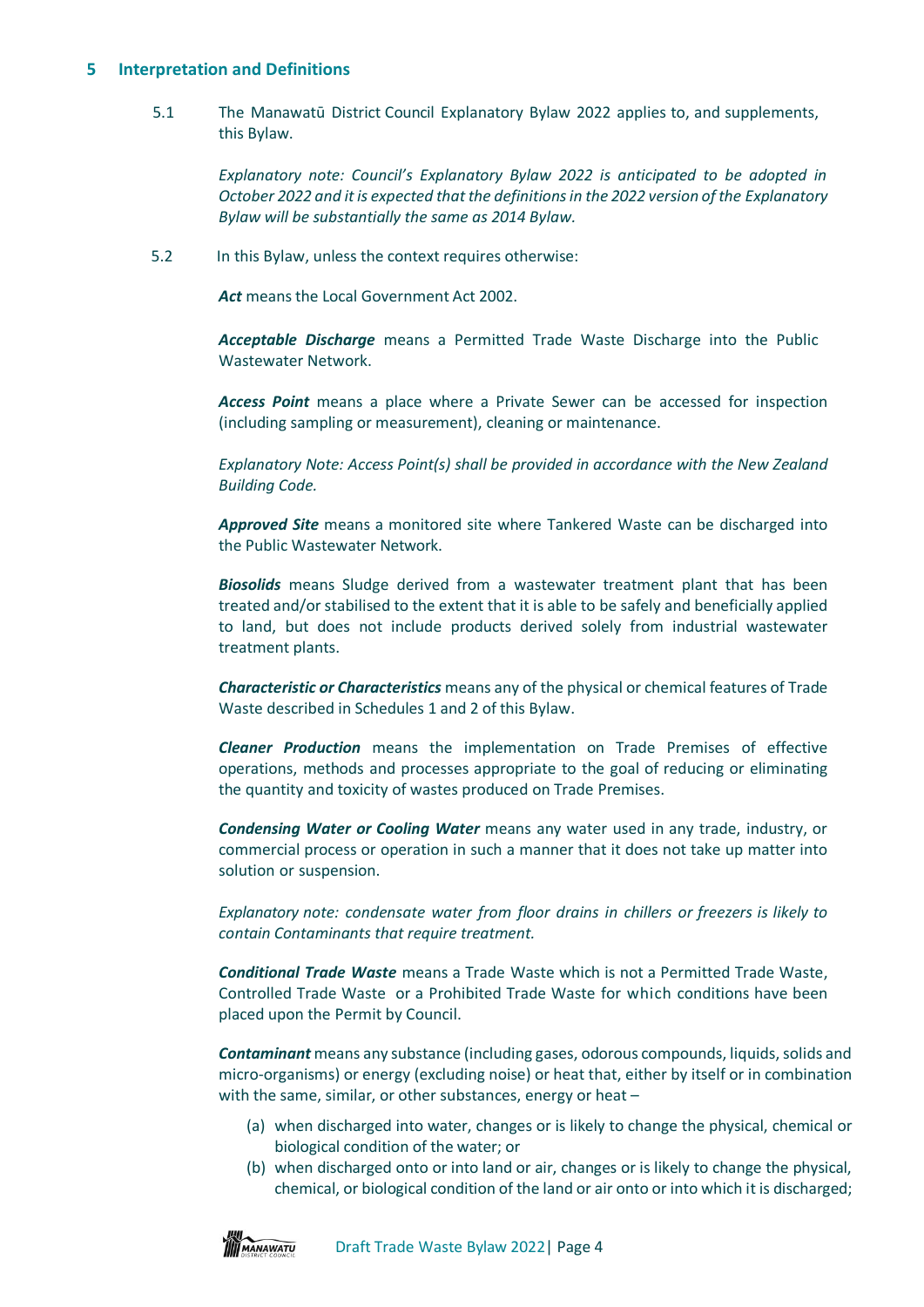## 5 Interpretation and Definitions

5.1 The Manawatū District Council Explanatory Bylaw 2022 applies to, and supplements, this Bylaw.

*Explanatory note: Council's Explanatory Bylaw 2022 is anticipated to be adopted in October 2022 and it is expected that the definitions in the 2022 version of the Explanatory Bylaw will be substantially the same as 2014 Bylaw.*

5.2 In this Bylaw, unless the context requires otherwise:

***Act*** means the Local Government Act 2002.

***Acceptable Discharge*** means a Permitted Trade Waste Discharge into the Public Wastewater Network.

***Access Point*** means a place where a Private Sewer can be accessed for inspection (including sampling or measurement), cleaning or maintenance.

*Explanatory Note: Access Point(s) shall be provided in accordance with the New Zealand Building Code.*

***Approved Site*** means a monitored site where Tankered Waste can be discharged into the Public Wastewater Network.

***Biosolids*** means Sludge derived from a wastewater treatment plant that has been treated and/or stabilised to the extent that it is able to be safely and beneficially applied to land, but does not include products derived solely from industrial wastewater treatment plants.

***Characteristic or Characteristics*** means any of the physical or chemical features of Trade Waste described in Schedules 1 and 2 of this Bylaw.

***Cleaner Production*** means the implementation on Trade Premises of effective operations, methods and processes appropriate to the goal of reducing or eliminating the quantity and toxicity of wastes produced on Trade Premises.

***Condensing Water or Cooling Water*** means any water used in any trade, industry, or commercial process or operation in such a manner that it does not take up matter into solution or suspension.

*Explanatory note: condensate water from floor drains in chillers or freezers is likely to contain Contaminants that require treatment.*

***Conditional Trade Waste*** means a Trade Waste which is not a Permitted Trade Waste, Controlled Trade Waste or a Prohibited Trade Waste for which conditions have been placed upon the Permit by Council.

***Contaminant*** means any substance (including gases, odorous compounds, liquids, solids and micro-organisms) or energy (excluding noise) or heat that, either by itself or in combination with the same, similar, or other substances, energy or heat –

(a) when discharged into water, changes or is likely to change the physical, chemical or biological condition of the water; or

(b) when discharged onto or into land or air, changes or is likely to change the physical, chemical, or biological condition of the land or air onto or into which it is discharged;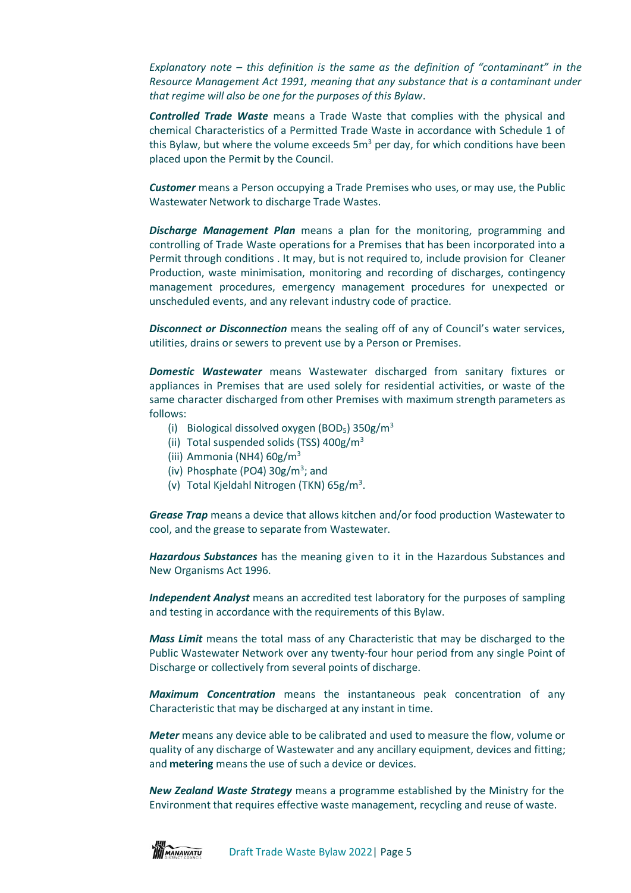*Explanatory note – this definition is the same as the definition of "contaminant" in the Resource Management Act 1991, meaning that any substance that is a contaminant under that regime will also be one for the purposes of this Bylaw*.

***Controlled Trade Waste*** means a Trade Waste that complies with the physical and chemical Characteristics of a Permitted Trade Waste in accordance with Schedule 1 of this Bylaw, but where the volume exceeds $5m^3$ per day, for which conditions have been placed upon the Permit by the Council.

***Customer*** means a Person occupying a Trade Premises who uses, or may use, the Public Wastewater Network to discharge Trade Wastes.

***Discharge Management Plan*** means a plan for the monitoring, programming and controlling of Trade Waste operations for a Premises that has been incorporated into a Permit through conditions . It may, but is not required to, include provision for Cleaner Production, waste minimisation, monitoring and recording of discharges, contingency management procedures, emergency management procedures for unexpected or unscheduled events, and any relevant industry code of practice.

***Disconnect or Disconnection*** means the sealing off of any of Council's water services, utilities, drains or sewers to prevent use by a Person or Premises.

***Domestic Wastewater*** means Wastewater discharged from sanitary fixtures or appliances in Premises that are used solely for residential activities, or waste of the same character discharged from other Premises with maximum strength parameters as follows:

(i) Biological dissolved oxygen ($BOD_5$) $350g/m^3$
(ii) Total suspended solids (TSS) $400g/m^3$
(iii) Ammonia (NH4) $60g/m^3$
(iv) Phosphate (PO4) $30g/m^3$; and
(v) Total Kjeldahl Nitrogen (TKN) $65g/m^3$.

***Grease Trap*** means a device that allows kitchen and/or food production Wastewater to cool, and the grease to separate from Wastewater.

***Hazardous Substances*** has the meaning given to it in the Hazardous Substances and New Organisms Act 1996.

***Independent Analyst*** means an accredited test laboratory for the purposes of sampling and testing in accordance with the requirements of this Bylaw.

***Mass Limit*** means the total mass of any Characteristic that may be discharged to the Public Wastewater Network over any twenty-four hour period from any single Point of Discharge or collectively from several points of discharge.

***Maximum Concentration*** means the instantaneous peak concentration of any Characteristic that may be discharged at any instant in time.

***Meter*** means any device able to be calibrated and used to measure the flow, volume or quality of any discharge of Wastewater and any ancillary equipment, devices and fitting; and **metering** means the use of such a device or devices.

***New Zealand Waste Strategy*** means a programme established by the Ministry for the Environment that requires effective waste management, recycling and reuse of waste.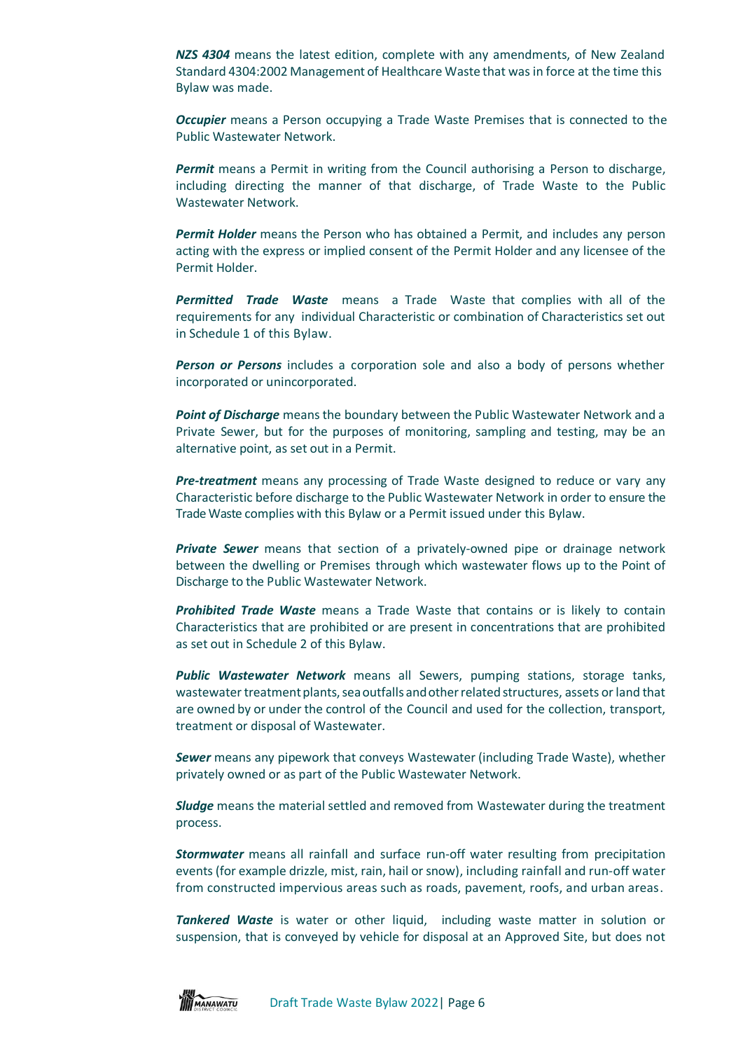***NZS 4304*** means the latest edition, complete with any amendments, of New Zealand Standard 4304:2002 Management of Healthcare Waste that was in force at the time this Bylaw was made.

***Occupier*** means a Person occupying a Trade Waste Premises that is connected to the Public Wastewater Network.

***Permit*** means a Permit in writing from the Council authorising a Person to discharge, including directing the manner of that discharge, of Trade Waste to the Public Wastewater Network.

***Permit Holder*** means the Person who has obtained a Permit, and includes any person acting with the express or implied consent of the Permit Holder and any licensee of the Permit Holder.

***Permitted Trade Waste*** means a Trade Waste that complies with all of the requirements for any individual Characteristic or combination of Characteristics set out in Schedule 1 of this Bylaw.

***Person or Persons*** includes a corporation sole and also a body of persons whether incorporated or unincorporated.

***Point of Discharge*** means the boundary between the Public Wastewater Network and a Private Sewer, but for the purposes of monitoring, sampling and testing, may be an alternative point, as set out in a Permit.

***Pre-treatment*** means any processing of Trade Waste designed to reduce or vary any Characteristic before discharge to the Public Wastewater Network in order to ensure the Trade Waste complies with this Bylaw or a Permit issued under this Bylaw.

***Private Sewer*** means that section of a privately-owned pipe or drainage network between the dwelling or Premises through which wastewater flows up to the Point of Discharge to the Public Wastewater Network.

***Prohibited Trade Waste*** means a Trade Waste that contains or is likely to contain Characteristics that are prohibited or are present in concentrations that are prohibited as set out in Schedule 2 of this Bylaw.

***Public Wastewater Network*** means all Sewers, pumping stations, storage tanks, wastewater treatment plants, sea outfalls and other related structures, assets or land that are owned by or under the control of the Council and used for the collection, transport, treatment or disposal of Wastewater.

***Sewer*** means any pipework that conveys Wastewater (including Trade Waste), whether privately owned or as part of the Public Wastewater Network.

***Sludge*** means the material settled and removed from Wastewater during the treatment process.

***Stormwater*** means all rainfall and surface run-off water resulting from precipitation events (for example drizzle, mist, rain, hail or snow), including rainfall and run-off water from constructed impervious areas such as roads, pavement, roofs, and urban areas.

***Tankered Waste*** is water or other liquid, including waste matter in solution or suspension, that is conveyed by vehicle for disposal at an Approved Site, but does not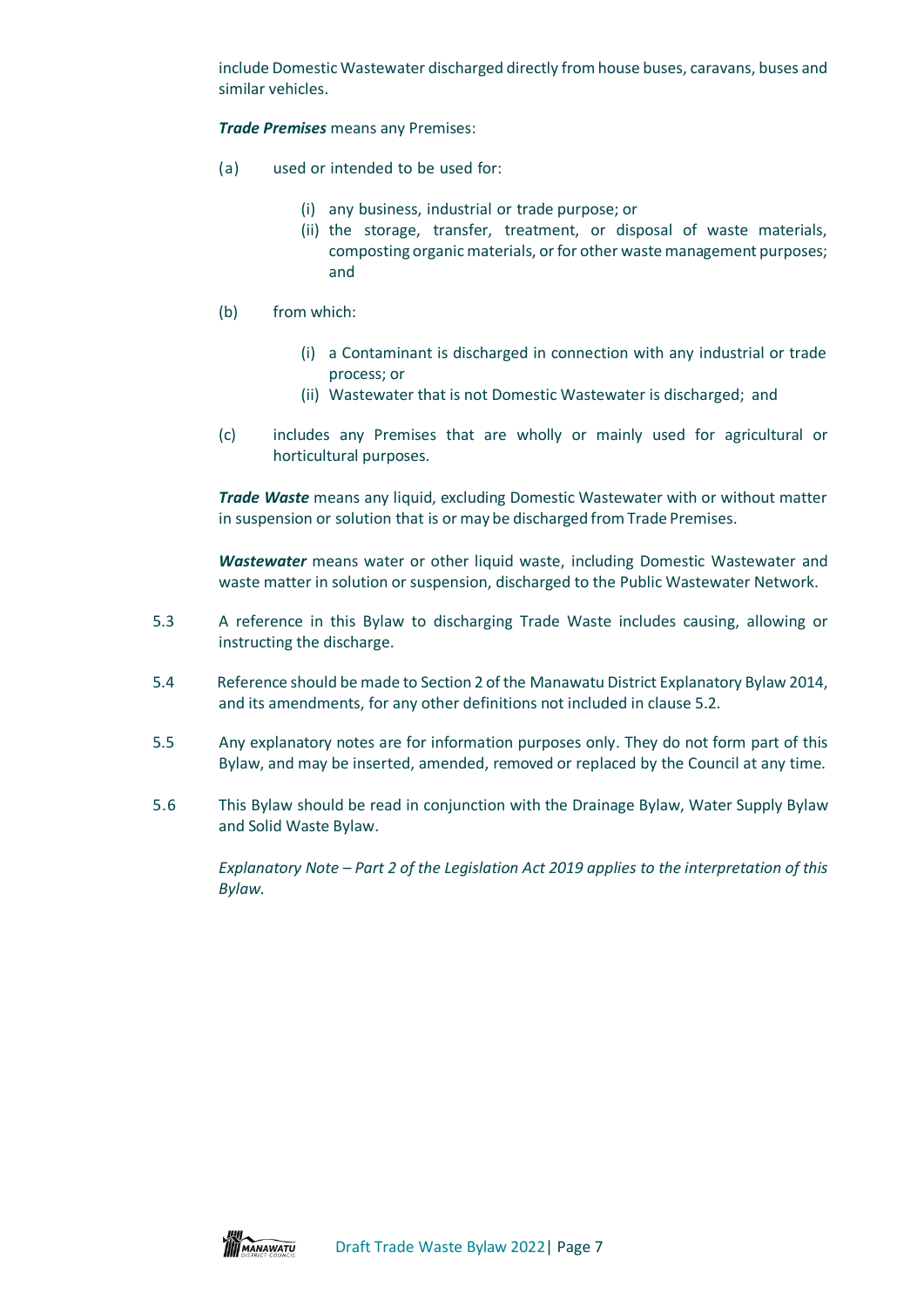include Domestic Wastewater discharged directly from house buses, caravans, buses and similar vehicles.

***Trade Premises*** means any Premises:

(a) used or intended to be used for:

  (i) any business, industrial or trade purpose; or
  (ii) the storage, transfer, treatment, or disposal of waste materials, composting organic materials, or for other waste management purposes; and

(b) from which:

  (i) a Contaminant is discharged in connection with any industrial or trade process; or
  (ii) Wastewater that is not Domestic Wastewater is discharged; and

(c) includes any Premises that are wholly or mainly used for agricultural or horticultural purposes.

***Trade Waste*** means any liquid, excluding Domestic Wastewater with or without matter in suspension or solution that is or may be discharged from Trade Premises.

***Wastewater*** means water or other liquid waste, including Domestic Wastewater and waste matter in solution or suspension, discharged to the Public Wastewater Network.

5.3 A reference in this Bylaw to discharging Trade Waste includes causing, allowing or instructing the discharge.

5.4 Reference should be made to Section 2 of the Manawatu District Explanatory Bylaw 2014, and its amendments, for any other definitions not included in clause 5.2.

5.5 Any explanatory notes are for information purposes only. They do not form part of this Bylaw, and may be inserted, amended, removed or replaced by the Council at any time.

5.6 This Bylaw should be read in conjunction with the Drainage Bylaw, Water Supply Bylaw and Solid Waste Bylaw.

*Explanatory Note – Part 2 of the Legislation Act 2019 applies to the interpretation of this Bylaw.*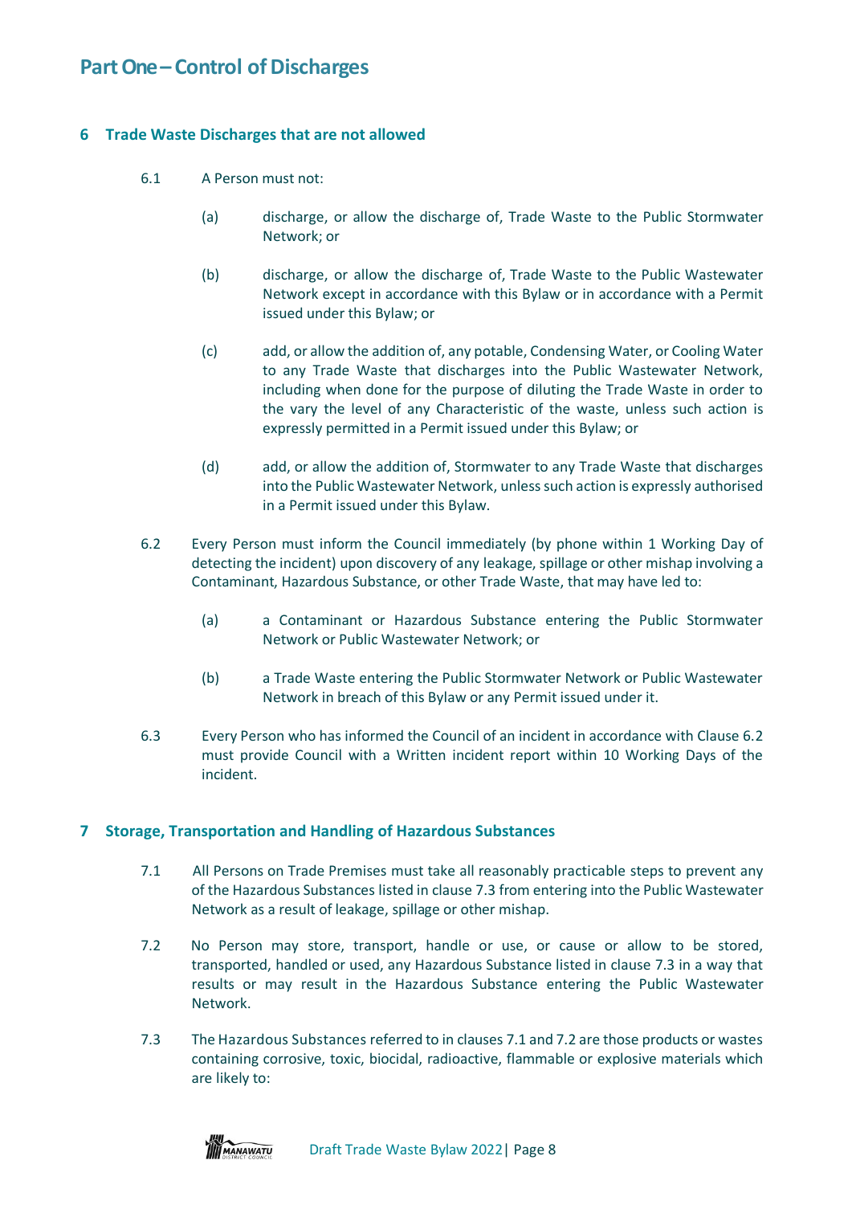# Part One – Control of Discharges

## 6 Trade Waste Discharges that are not allowed

6.1 A Person must not:

(a) discharge, or allow the discharge of, Trade Waste to the Public Stormwater Network; or

(b) discharge, or allow the discharge of, Trade Waste to the Public Wastewater Network except in accordance with this Bylaw or in accordance with a Permit issued under this Bylaw; or

(c) add, or allow the addition of, any potable, Condensing Water, or Cooling Water to any Trade Waste that discharges into the Public Wastewater Network, including when done for the purpose of diluting the Trade Waste in order to the vary the level of any Characteristic of the waste, unless such action is expressly permitted in a Permit issued under this Bylaw; or

(d) add, or allow the addition of, Stormwater to any Trade Waste that discharges into the Public Wastewater Network, unless such action is expressly authorised in a Permit issued under this Bylaw.

6.2 Every Person must inform the Council immediately (by phone within 1 Working Day of detecting the incident) upon discovery of any leakage, spillage or other mishap involving a Contaminant, Hazardous Substance, or other Trade Waste, that may have led to:

(a) a Contaminant or Hazardous Substance entering the Public Stormwater Network or Public Wastewater Network; or

(b) a Trade Waste entering the Public Stormwater Network or Public Wastewater Network in breach of this Bylaw or any Permit issued under it.

6.3 Every Person who has informed the Council of an incident in accordance with Clause 6.2 must provide Council with a Written incident report within 10 Working Days of the incident.

## 7 Storage, Transportation and Handling of Hazardous Substances

7.1 All Persons on Trade Premises must take all reasonably practicable steps to prevent any of the Hazardous Substances listed in clause 7.3 from entering into the Public Wastewater Network as a result of leakage, spillage or other mishap.

7.2 No Person may store, transport, handle or use, or cause or allow to be stored, transported, handled or used, any Hazardous Substance listed in clause 7.3 in a way that results or may result in the Hazardous Substance entering the Public Wastewater Network.

7.3 The Hazardous Substances referred to in clauses 7.1 and 7.2 are those products or wastes containing corrosive, toxic, biocidal, radioactive, flammable or explosive materials which are likely to: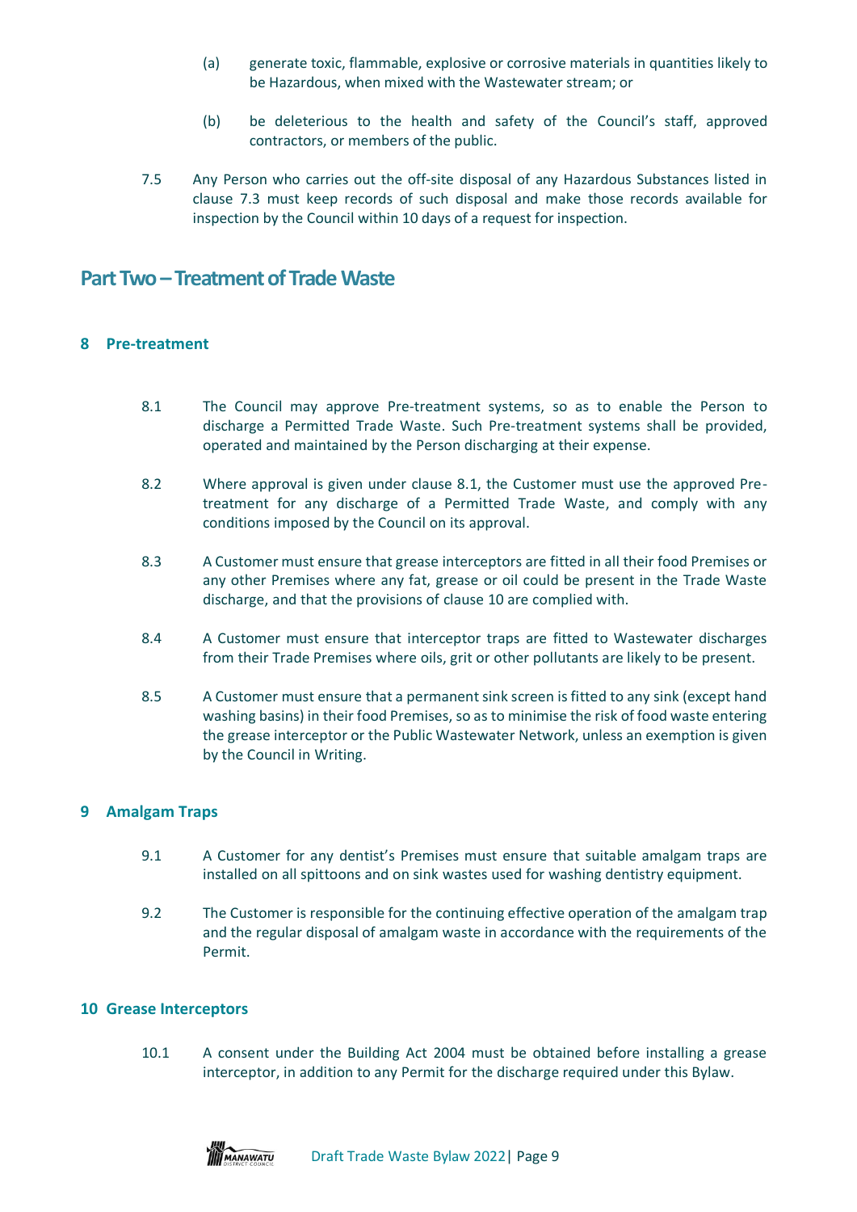(a) generate toxic, flammable, explosive or corrosive materials in quantities likely to be Hazardous, when mixed with the Wastewater stream; or

(b) be deleterious to the health and safety of the Council's staff, approved contractors, or members of the public.

7.5 Any Person who carries out the off-site disposal of any Hazardous Substances listed in clause 7.3 must keep records of such disposal and make those records available for inspection by the Council within 10 days of a request for inspection.

# Part Two – Treatment of Trade Waste

## 8 Pre-treatment

8.1 The Council may approve Pre-treatment systems, so as to enable the Person to discharge a Permitted Trade Waste. Such Pre-treatment systems shall be provided, operated and maintained by the Person discharging at their expense.

8.2 Where approval is given under clause 8.1, the Customer must use the approved Pre-treatment for any discharge of a Permitted Trade Waste, and comply with any conditions imposed by the Council on its approval.

8.3 A Customer must ensure that grease interceptors are fitted in all their food Premises or any other Premises where any fat, grease or oil could be present in the Trade Waste discharge, and that the provisions of clause 10 are complied with.

8.4 A Customer must ensure that interceptor traps are fitted to Wastewater discharges from their Trade Premises where oils, grit or other pollutants are likely to be present.

8.5 A Customer must ensure that a permanent sink screen is fitted to any sink (except hand washing basins) in their food Premises, so as to minimise the risk of food waste entering the grease interceptor or the Public Wastewater Network, unless an exemption is given by the Council in Writing.

## 9 Amalgam Traps

9.1 A Customer for any dentist's Premises must ensure that suitable amalgam traps are installed on all spittoons and on sink wastes used for washing dentistry equipment.

9.2 The Customer is responsible for the continuing effective operation of the amalgam trap and the regular disposal of amalgam waste in accordance with the requirements of the Permit.

## 10 Grease Interceptors

10.1 A consent under the Building Act 2004 must be obtained before installing a grease interceptor, in addition to any Permit for the discharge required under this Bylaw.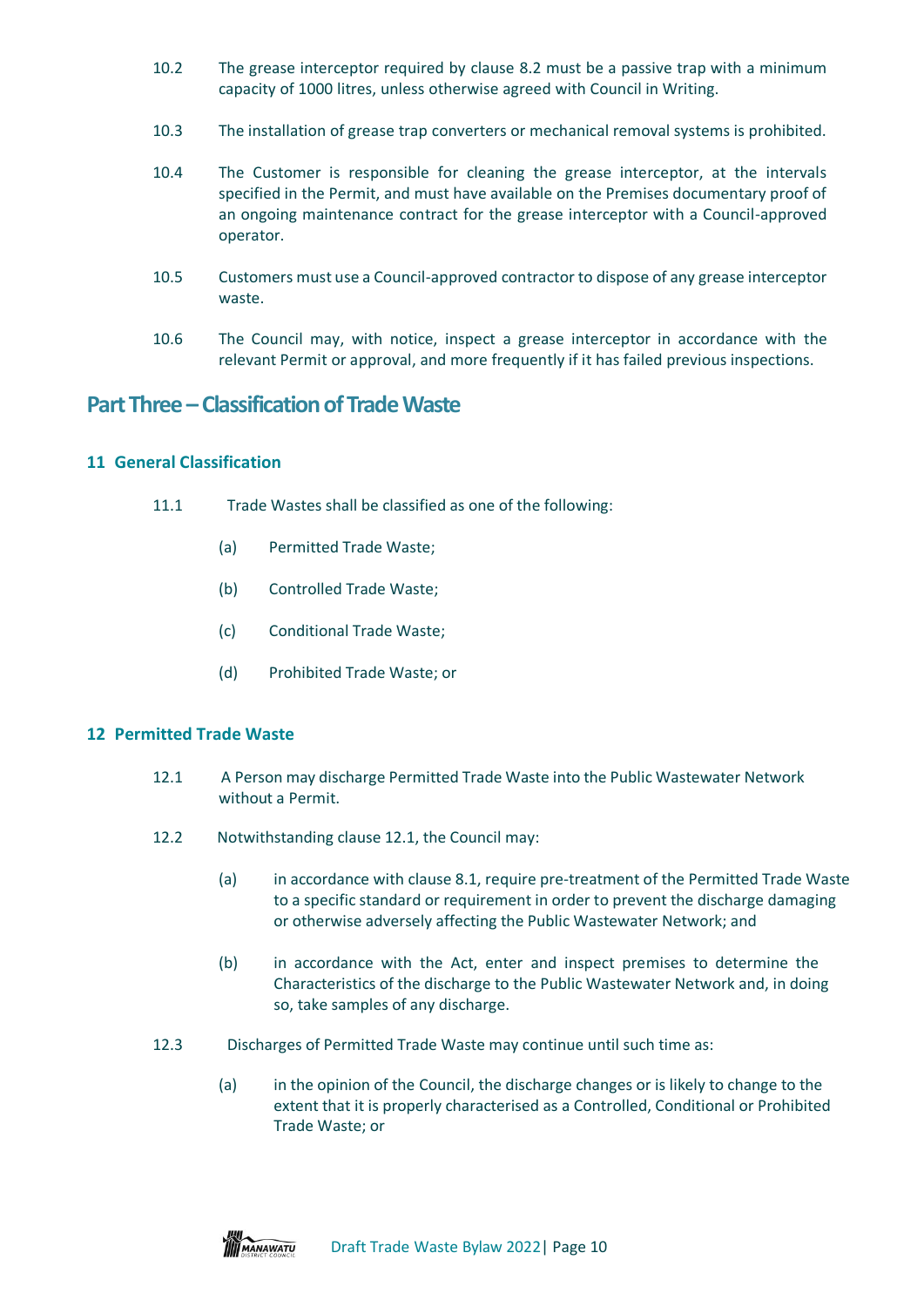10.2 The grease interceptor required by clause 8.2 must be a passive trap with a minimum capacity of 1000 litres, unless otherwise agreed with Council in Writing.

10.3 The installation of grease trap converters or mechanical removal systems is prohibited.

10.4 The Customer is responsible for cleaning the grease interceptor, at the intervals specified in the Permit, and must have available on the Premises documentary proof of an ongoing maintenance contract for the grease interceptor with a Council-approved operator.

10.5 Customers must use a Council-approved contractor to dispose of any grease interceptor waste.

10.6 The Council may, with notice, inspect a grease interceptor in accordance with the relevant Permit or approval, and more frequently if it has failed previous inspections.

# Part Three – Classification of Trade Waste

## 11 General Classification

11.1 Trade Wastes shall be classified as one of the following:

(a) Permitted Trade Waste;

(b) Controlled Trade Waste;

(c) Conditional Trade Waste;

(d) Prohibited Trade Waste; or

## 12 Permitted Trade Waste

12.1 A Person may discharge Permitted Trade Waste into the Public Wastewater Network without a Permit.

12.2 Notwithstanding clause 12.1, the Council may:

(a) in accordance with clause 8.1, require pre-treatment of the Permitted Trade Waste to a specific standard or requirement in order to prevent the discharge damaging or otherwise adversely affecting the Public Wastewater Network; and

(b) in accordance with the Act, enter and inspect premises to determine the Characteristics of the discharge to the Public Wastewater Network and, in doing so, take samples of any discharge.

12.3 Discharges of Permitted Trade Waste may continue until such time as:

(a) in the opinion of the Council, the discharge changes or is likely to change to the extent that it is properly characterised as a Controlled, Conditional or Prohibited Trade Waste; or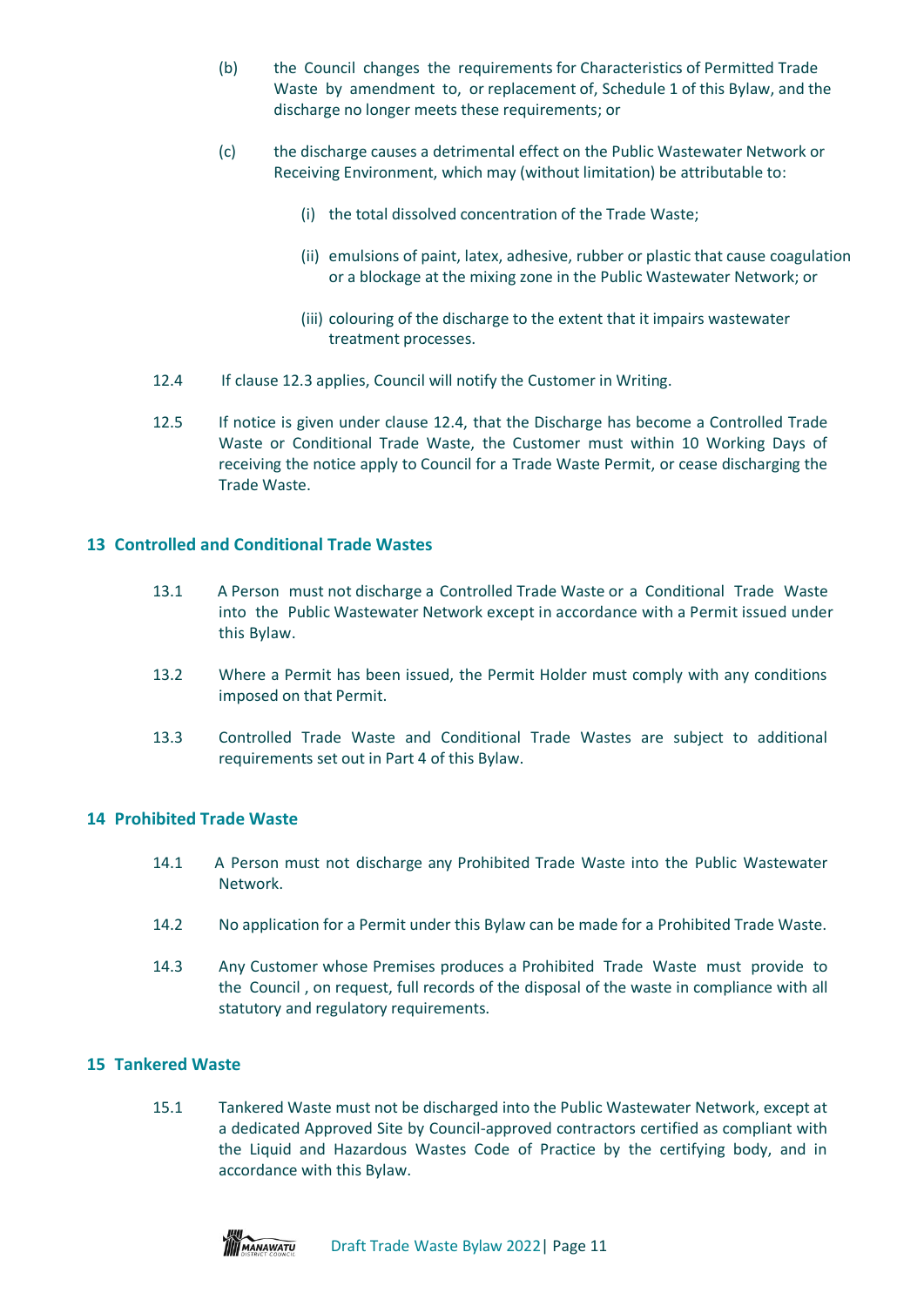(b) the Council changes the requirements for Characteristics of Permitted Trade Waste by amendment to, or replacement of, Schedule 1 of this Bylaw, and the discharge no longer meets these requirements; or

(c) the discharge causes a detrimental effect on the Public Wastewater Network or Receiving Environment, which may (without limitation) be attributable to:

(i) the total dissolved concentration of the Trade Waste;

(ii) emulsions of paint, latex, adhesive, rubber or plastic that cause coagulation or a blockage at the mixing zone in the Public Wastewater Network; or

(iii) colouring of the discharge to the extent that it impairs wastewater treatment processes.

12.4 If clause 12.3 applies, Council will notify the Customer in Writing.

12.5 If notice is given under clause 12.4, that the Discharge has become a Controlled Trade Waste or Conditional Trade Waste, the Customer must within 10 Working Days of receiving the notice apply to Council for a Trade Waste Permit, or cease discharging the Trade Waste.

## 13 Controlled and Conditional Trade Wastes

13.1 A Person must not discharge a Controlled Trade Waste or a Conditional Trade Waste into the Public Wastewater Network except in accordance with a Permit issued under this Bylaw.

13.2 Where a Permit has been issued, the Permit Holder must comply with any conditions imposed on that Permit.

13.3 Controlled Trade Waste and Conditional Trade Wastes are subject to additional requirements set out in Part 4 of this Bylaw.

## 14 Prohibited Trade Waste

14.1 A Person must not discharge any Prohibited Trade Waste into the Public Wastewater Network.

14.2 No application for a Permit under this Bylaw can be made for a Prohibited Trade Waste.

14.3 Any Customer whose Premises produces a Prohibited Trade Waste must provide to the Council , on request, full records of the disposal of the waste in compliance with all statutory and regulatory requirements.

## 15 Tankered Waste

15.1 Tankered Waste must not be discharged into the Public Wastewater Network, except at a dedicated Approved Site by Council-approved contractors certified as compliant with the Liquid and Hazardous Wastes Code of Practice by the certifying body, and in accordance with this Bylaw.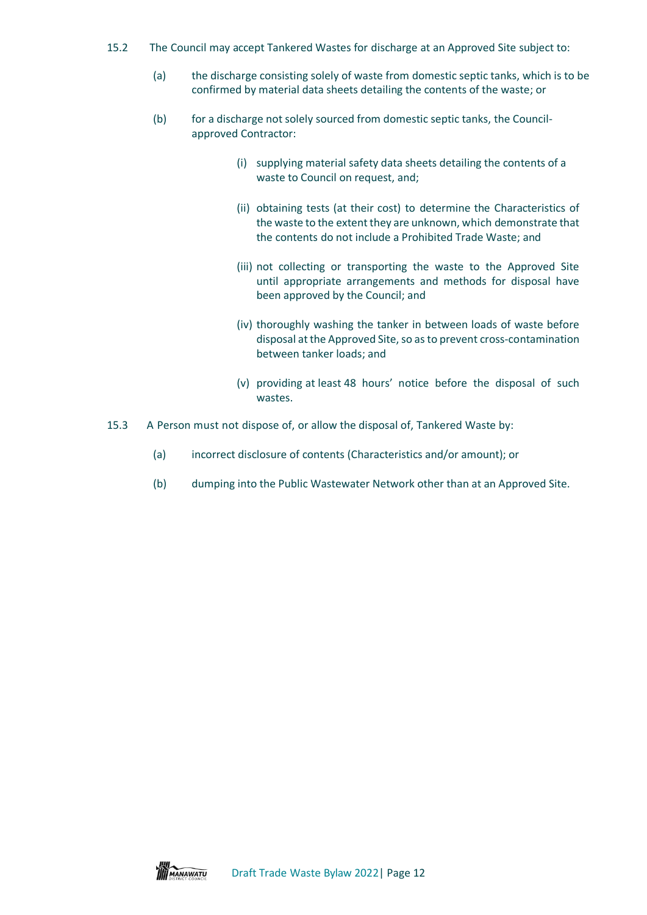15.2 The Council may accept Tankered Wastes for discharge at an Approved Site subject to:

(a) the discharge consisting solely of waste from domestic septic tanks, which is to be confirmed by material data sheets detailing the contents of the waste; or

(b) for a discharge not solely sourced from domestic septic tanks, the Council-approved Contractor:

(i) supplying material safety data sheets detailing the contents of a waste to Council on request, and;

(ii) obtaining tests (at their cost) to determine the Characteristics of the waste to the extent they are unknown, which demonstrate that the contents do not include a Prohibited Trade Waste; and

(iii) not collecting or transporting the waste to the Approved Site until appropriate arrangements and methods for disposal have been approved by the Council; and

(iv) thoroughly washing the tanker in between loads of waste before disposal at the Approved Site, so as to prevent cross-contamination between tanker loads; and

(v) providing at least 48 hours' notice before the disposal of such wastes.

15.3 A Person must not dispose of, or allow the disposal of, Tankered Waste by:

(a) incorrect disclosure of contents (Characteristics and/or amount); or

(b) dumping into the Public Wastewater Network other than at an Approved Site.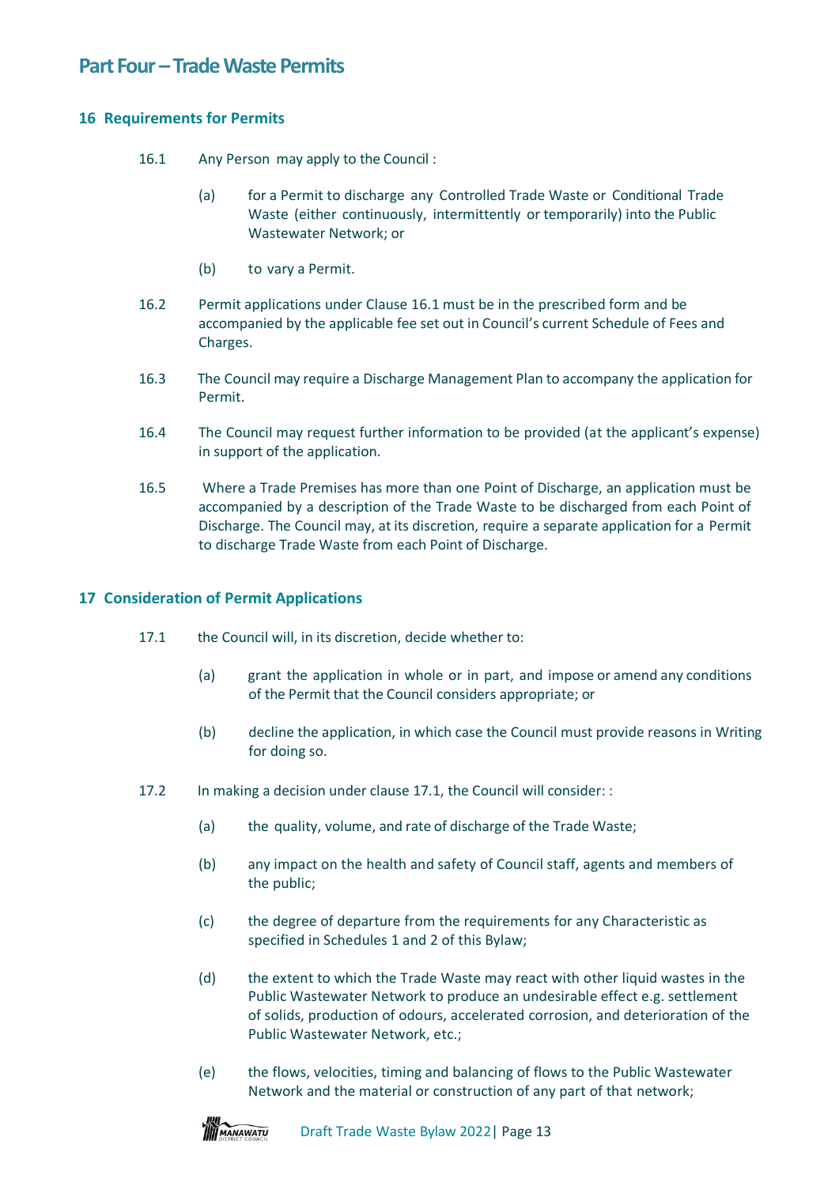# Part Four – Trade Waste Permits

## 16 Requirements for Permits

16.1 Any Person may apply to the Council :

(a) for a Permit to discharge any Controlled Trade Waste or Conditional Trade Waste (either continuously, intermittently or temporarily) into the Public Wastewater Network; or

(b) to vary a Permit.

16.2 Permit applications under Clause 16.1 must be in the prescribed form and be accompanied by the applicable fee set out in Council's current Schedule of Fees and Charges.

16.3 The Council may require a Discharge Management Plan to accompany the application for Permit.

16.4 The Council may request further information to be provided (at the applicant's expense) in support of the application.

16.5 Where a Trade Premises has more than one Point of Discharge, an application must be accompanied by a description of the Trade Waste to be discharged from each Point of Discharge. The Council may, at its discretion, require a separate application for a Permit to discharge Trade Waste from each Point of Discharge.

## 17 Consideration of Permit Applications

17.1 the Council will, in its discretion, decide whether to:

(a) grant the application in whole or in part, and impose or amend any conditions of the Permit that the Council considers appropriate; or

(b) decline the application, in which case the Council must provide reasons in Writing for doing so.

17.2 In making a decision under clause 17.1, the Council will consider: :

(a) the quality, volume, and rate of discharge of the Trade Waste;

(b) any impact on the health and safety of Council staff, agents and members of the public;

(c) the degree of departure from the requirements for any Characteristic as specified in Schedules 1 and 2 of this Bylaw;

(d) the extent to which the Trade Waste may react with other liquid wastes in the Public Wastewater Network to produce an undesirable effect e.g. settlement of solids, production of odours, accelerated corrosion, and deterioration of the Public Wastewater Network, etc.;

(e) the flows, velocities, timing and balancing of flows to the Public Wastewater Network and the material or construction of any part of that network;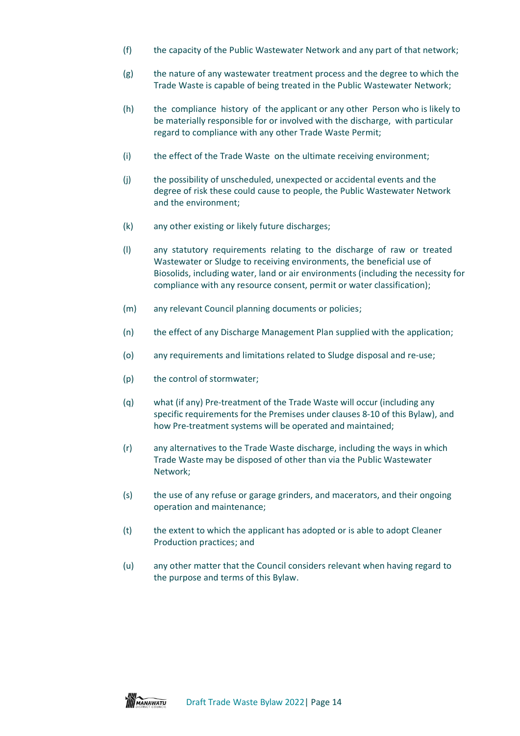(f) the capacity of the Public Wastewater Network and any part of that network;

(g) the nature of any wastewater treatment process and the degree to which the Trade Waste is capable of being treated in the Public Wastewater Network;

(h) the compliance history of the applicant or any other Person who is likely to be materially responsible for or involved with the discharge, with particular regard to compliance with any other Trade Waste Permit;

(i) the effect of the Trade Waste on the ultimate receiving environment;

(j) the possibility of unscheduled, unexpected or accidental events and the degree of risk these could cause to people, the Public Wastewater Network and the environment;

(k) any other existing or likely future discharges;

(l) any statutory requirements relating to the discharge of raw or treated Wastewater or Sludge to receiving environments, the beneficial use of Biosolids, including water, land or air environments (including the necessity for compliance with any resource consent, permit or water classification);

(m) any relevant Council planning documents or policies;

(n) the effect of any Discharge Management Plan supplied with the application;

(o) any requirements and limitations related to Sludge disposal and re-use;

(p) the control of stormwater;

(q) what (if any) Pre-treatment of the Trade Waste will occur (including any specific requirements for the Premises under clauses 8-10 of this Bylaw), and how Pre-treatment systems will be operated and maintained;

(r) any alternatives to the Trade Waste discharge, including the ways in which Trade Waste may be disposed of other than via the Public Wastewater Network;

(s) the use of any refuse or garage grinders, and macerators, and their ongoing operation and maintenance;

(t) the extent to which the applicant has adopted or is able to adopt Cleaner Production practices; and

(u) any other matter that the Council considers relevant when having regard to the purpose and terms of this Bylaw.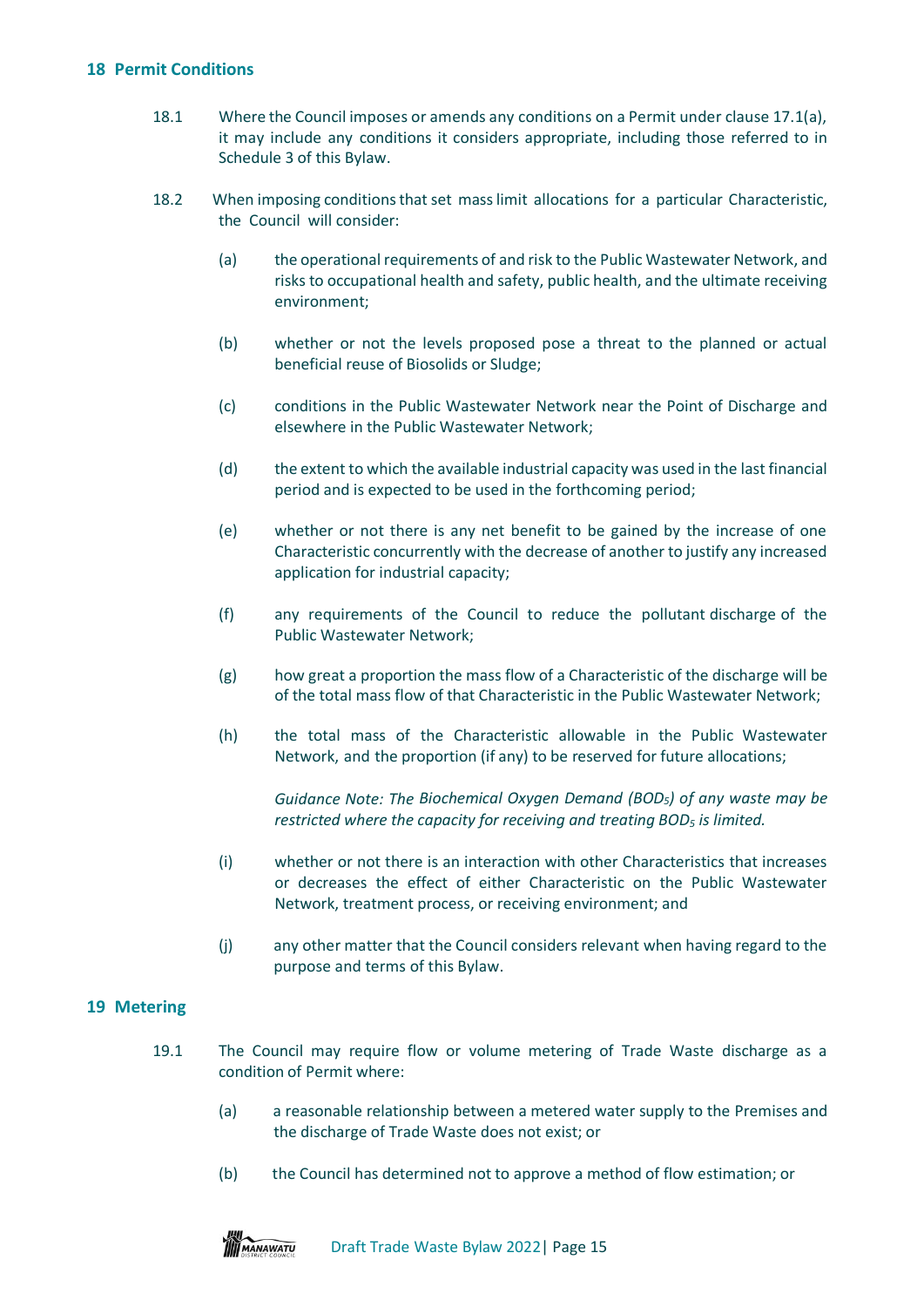## 18 Permit Conditions

18.1 Where the Council imposes or amends any conditions on a Permit under clause 17.1(a), it may include any conditions it considers appropriate, including those referred to in Schedule 3 of this Bylaw.

18.2 When imposing conditions that set mass limit allocations for a particular Characteristic, the Council will consider:

(a) the operational requirements of and risk to the Public Wastewater Network, and risks to occupational health and safety, public health, and the ultimate receiving environment;

(b) whether or not the levels proposed pose a threat to the planned or actual beneficial reuse of Biosolids or Sludge;

(c) conditions in the Public Wastewater Network near the Point of Discharge and elsewhere in the Public Wastewater Network;

(d) the extent to which the available industrial capacity was used in the last financial period and is expected to be used in the forthcoming period;

(e) whether or not there is any net benefit to be gained by the increase of one Characteristic concurrently with the decrease of another to justify any increased application for industrial capacity;

(f) any requirements of the Council to reduce the pollutant discharge of the Public Wastewater Network;

(g) how great a proportion the mass flow of a Characteristic of the discharge will be of the total mass flow of that Characteristic in the Public Wastewater Network;

(h) the total mass of the Characteristic allowable in the Public Wastewater Network, and the proportion (if any) to be reserved for future allocations;

*Guidance Note: The Biochemical Oxygen Demand ($BOD_5$) of any waste may be restricted where the capacity for receiving and treating $BOD_5$ is limited.*

(i) whether or not there is an interaction with other Characteristics that increases or decreases the effect of either Characteristic on the Public Wastewater Network, treatment process, or receiving environment; and

(j) any other matter that the Council considers relevant when having regard to the purpose and terms of this Bylaw.

## 19 Metering

19.1 The Council may require flow or volume metering of Trade Waste discharge as a condition of Permit where:

(a) a reasonable relationship between a metered water supply to the Premises and the discharge of Trade Waste does not exist; or

(b) the Council has determined not to approve a method of flow estimation; or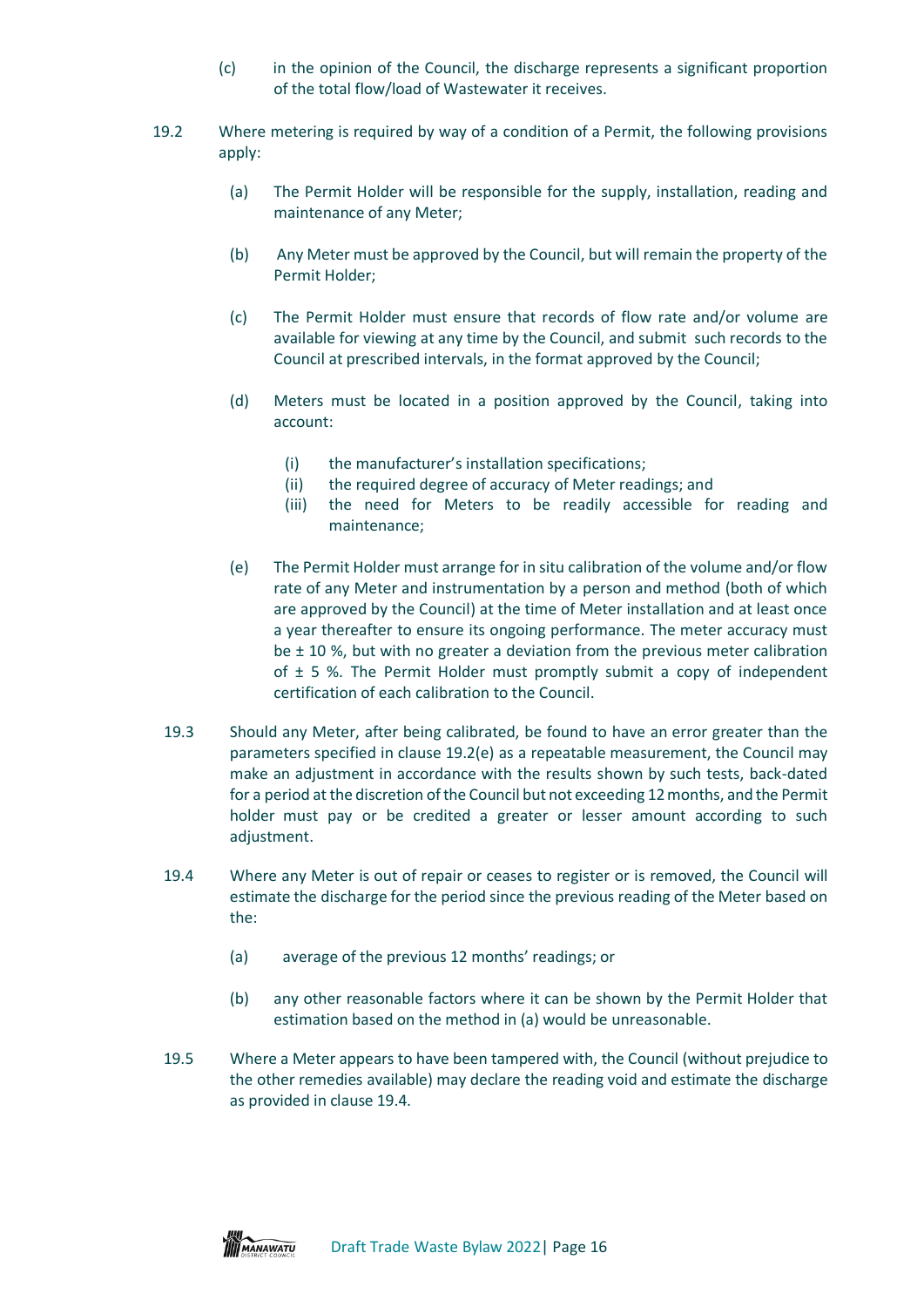(c) in the opinion of the Council, the discharge represents a significant proportion of the total flow/load of Wastewater it receives.

19.2 Where metering is required by way of a condition of a Permit, the following provisions apply:

(a) The Permit Holder will be responsible for the supply, installation, reading and maintenance of any Meter;

(b) Any Meter must be approved by the Council, but will remain the property of the Permit Holder;

(c) The Permit Holder must ensure that records of flow rate and/or volume are available for viewing at any time by the Council, and submit such records to the Council at prescribed intervals, in the format approved by the Council;

(d) Meters must be located in a position approved by the Council, taking into account:

(i) the manufacturer's installation specifications;
(ii) the required degree of accuracy of Meter readings; and
(iii) the need for Meters to be readily accessible for reading and maintenance;

(e) The Permit Holder must arrange for in situ calibration of the volume and/or flow rate of any Meter and instrumentation by a person and method (both of which are approved by the Council) at the time of Meter installation and at least once a year thereafter to ensure its ongoing performance. The meter accuracy must be ± 10 %, but with no greater a deviation from the previous meter calibration of ± 5 %. The Permit Holder must promptly submit a copy of independent certification of each calibration to the Council.

19.3 Should any Meter, after being calibrated, be found to have an error greater than the parameters specified in clause 19.2(e) as a repeatable measurement, the Council may make an adjustment in accordance with the results shown by such tests, back-dated for a period at the discretion of the Council but not exceeding 12 months, and the Permit holder must pay or be credited a greater or lesser amount according to such adjustment.

19.4 Where any Meter is out of repair or ceases to register or is removed, the Council will estimate the discharge for the period since the previous reading of the Meter based on the:

(a) average of the previous 12 months' readings; or

(b) any other reasonable factors where it can be shown by the Permit Holder that estimation based on the method in (a) would be unreasonable.

19.5 Where a Meter appears to have been tampered with, the Council (without prejudice to the other remedies available) may declare the reading void and estimate the discharge as provided in clause 19.4.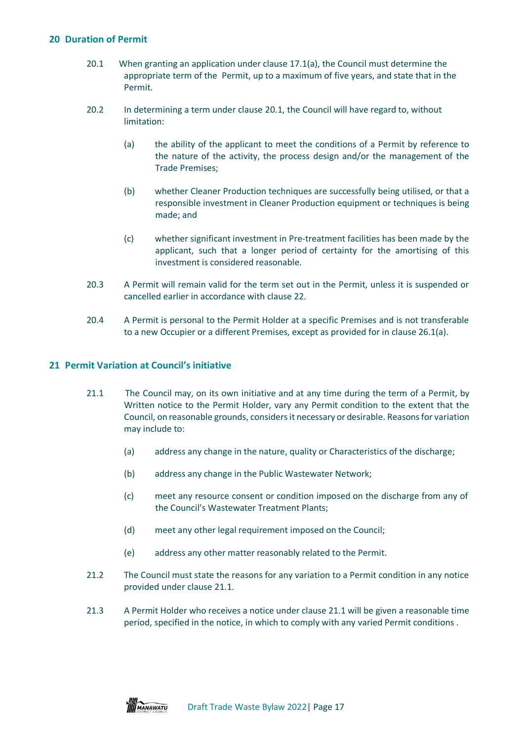## 20 Duration of Permit

20.1 When granting an application under clause 17.1(a), the Council must determine the appropriate term of the Permit, up to a maximum of five years, and state that in the Permit.

20.2 In determining a term under clause 20.1, the Council will have regard to, without limitation:

(a) the ability of the applicant to meet the conditions of a Permit by reference to the nature of the activity, the process design and/or the management of the Trade Premises;

(b) whether Cleaner Production techniques are successfully being utilised, or that a responsible investment in Cleaner Production equipment or techniques is being made; and

(c) whether significant investment in Pre-treatment facilities has been made by the applicant, such that a longer period of certainty for the amortising of this investment is considered reasonable.

20.3 A Permit will remain valid for the term set out in the Permit, unless it is suspended or cancelled earlier in accordance with clause 22.

20.4 A Permit is personal to the Permit Holder at a specific Premises and is not transferable to a new Occupier or a different Premises, except as provided for in clause 26.1(a).

## 21 Permit Variation at Council's initiative

21.1 The Council may, on its own initiative and at any time during the term of a Permit, by Written notice to the Permit Holder, vary any Permit condition to the extent that the Council, on reasonable grounds, considers it necessary or desirable. Reasons for variation may include to:

(a) address any change in the nature, quality or Characteristics of the discharge;

(b) address any change in the Public Wastewater Network;

(c) meet any resource consent or condition imposed on the discharge from any of the Council's Wastewater Treatment Plants;

(d) meet any other legal requirement imposed on the Council;

(e) address any other matter reasonably related to the Permit.

21.2 The Council must state the reasons for any variation to a Permit condition in any notice provided under clause 21.1.

21.3 A Permit Holder who receives a notice under clause 21.1 will be given a reasonable time period, specified in the notice, in which to comply with any varied Permit conditions .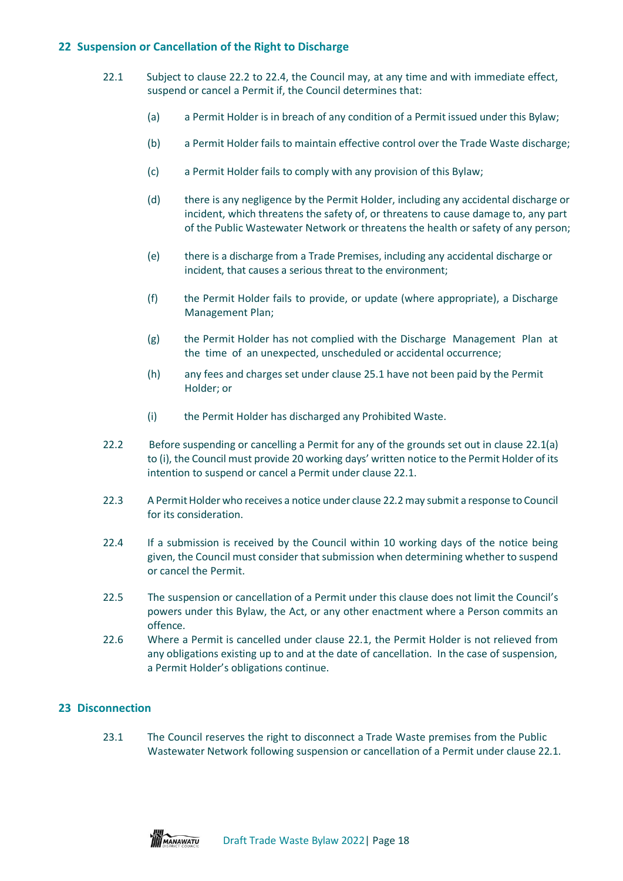## 22 Suspension or Cancellation of the Right to Discharge

22.1 Subject to clause 22.2 to 22.4, the Council may, at any time and with immediate effect, suspend or cancel a Permit if, the Council determines that:

(a) a Permit Holder is in breach of any condition of a Permit issued under this Bylaw;

(b) a Permit Holder fails to maintain effective control over the Trade Waste discharge;

(c) a Permit Holder fails to comply with any provision of this Bylaw;

(d) there is any negligence by the Permit Holder, including any accidental discharge or incident, which threatens the safety of, or threatens to cause damage to, any part of the Public Wastewater Network or threatens the health or safety of any person;

(e) there is a discharge from a Trade Premises, including any accidental discharge or incident, that causes a serious threat to the environment;

(f) the Permit Holder fails to provide, or update (where appropriate), a Discharge Management Plan;

(g) the Permit Holder has not complied with the Discharge Management Plan at the time of an unexpected, unscheduled or accidental occurrence;

(h) any fees and charges set under clause 25.1 have not been paid by the Permit Holder; or

(i) the Permit Holder has discharged any Prohibited Waste.

22.2 Before suspending or cancelling a Permit for any of the grounds set out in clause 22.1(a) to (i), the Council must provide 20 working days' written notice to the Permit Holder of its intention to suspend or cancel a Permit under clause 22.1.

22.3 A Permit Holder who receives a notice under clause 22.2 may submit a response to Council for its consideration.

22.4 If a submission is received by the Council within 10 working days of the notice being given, the Council must consider that submission when determining whether to suspend or cancel the Permit.

22.5 The suspension or cancellation of a Permit under this clause does not limit the Council's powers under this Bylaw, the Act, or any other enactment where a Person commits an offence.

22.6 Where a Permit is cancelled under clause 22.1, the Permit Holder is not relieved from any obligations existing up to and at the date of cancellation. In the case of suspension, a Permit Holder's obligations continue.

## 23 Disconnection

23.1 The Council reserves the right to disconnect a Trade Waste premises from the Public Wastewater Network following suspension or cancellation of a Permit under clause 22.1.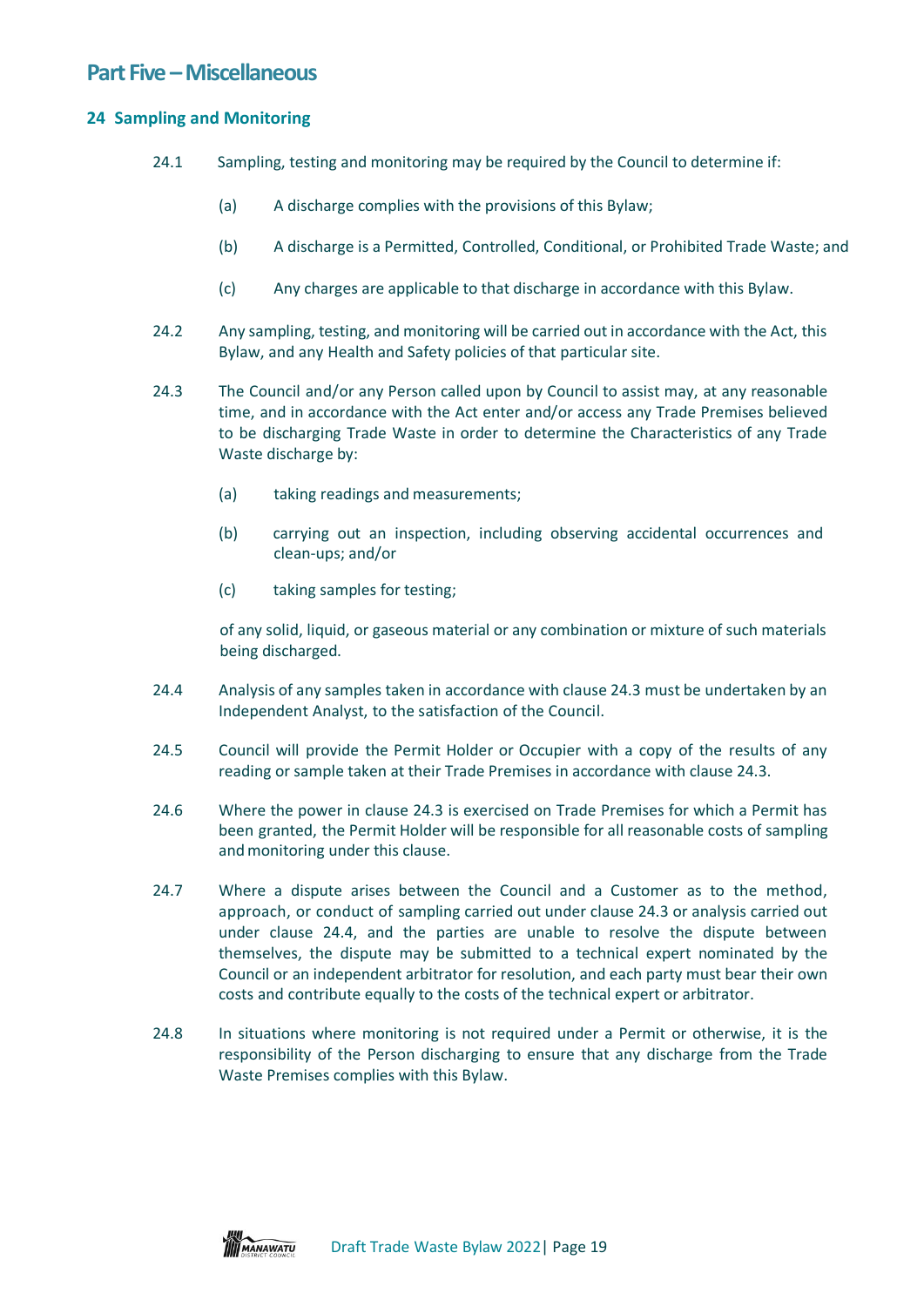# Part Five – Miscellaneous

## 24 Sampling and Monitoring

24.1 Sampling, testing and monitoring may be required by the Council to determine if:

(a) A discharge complies with the provisions of this Bylaw;

(b) A discharge is a Permitted, Controlled, Conditional, or Prohibited Trade Waste; and

(c) Any charges are applicable to that discharge in accordance with this Bylaw.

24.2 Any sampling, testing, and monitoring will be carried out in accordance with the Act, this Bylaw, and any Health and Safety policies of that particular site.

24.3 The Council and/or any Person called upon by Council to assist may, at any reasonable time, and in accordance with the Act enter and/or access any Trade Premises believed to be discharging Trade Waste in order to determine the Characteristics of any Trade Waste discharge by:

(a) taking readings and measurements;

(b) carrying out an inspection, including observing accidental occurrences and clean-ups; and/or

(c) taking samples for testing;

of any solid, liquid, or gaseous material or any combination or mixture of such materials being discharged.

24.4 Analysis of any samples taken in accordance with clause 24.3 must be undertaken by an Independent Analyst, to the satisfaction of the Council.

24.5 Council will provide the Permit Holder or Occupier with a copy of the results of any reading or sample taken at their Trade Premises in accordance with clause 24.3.

24.6 Where the power in clause 24.3 is exercised on Trade Premises for which a Permit has been granted, the Permit Holder will be responsible for all reasonable costs of sampling and monitoring under this clause.

24.7 Where a dispute arises between the Council and a Customer as to the method, approach, or conduct of sampling carried out under clause 24.3 or analysis carried out under clause 24.4, and the parties are unable to resolve the dispute between themselves, the dispute may be submitted to a technical expert nominated by the Council or an independent arbitrator for resolution, and each party must bear their own costs and contribute equally to the costs of the technical expert or arbitrator.

24.8 In situations where monitoring is not required under a Permit or otherwise, it is the responsibility of the Person discharging to ensure that any discharge from the Trade Waste Premises complies with this Bylaw.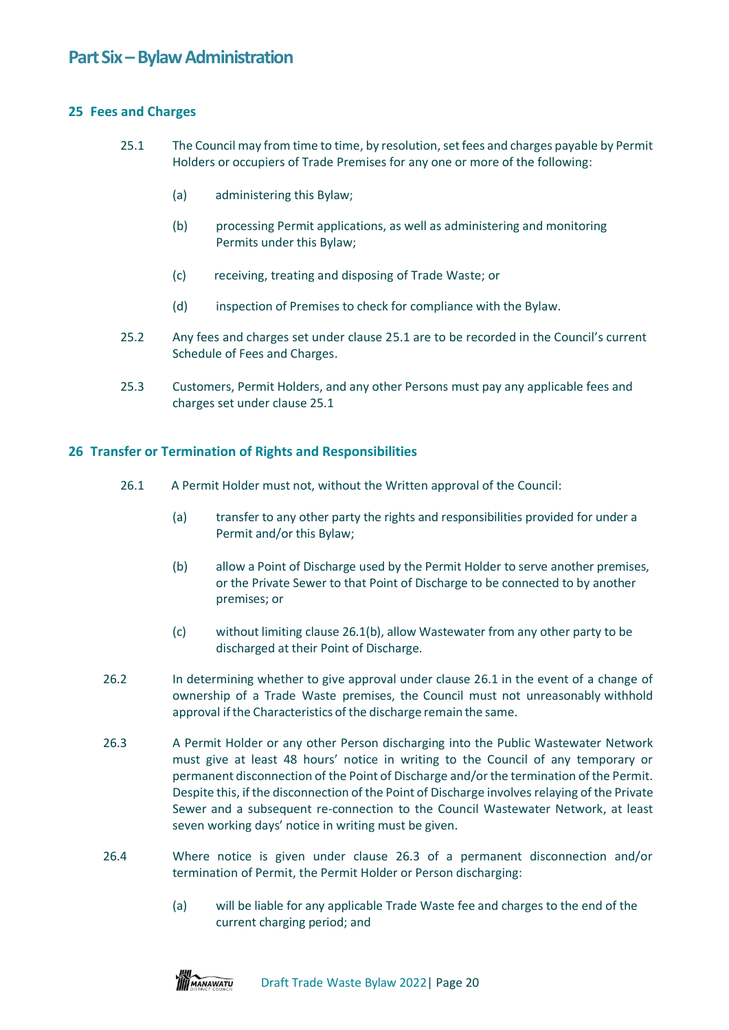# Part Six – Bylaw Administration

## 25 Fees and Charges

25.1 The Council may from time to time, by resolution, set fees and charges payable by Permit Holders or occupiers of Trade Premises for any one or more of the following:

(a) administering this Bylaw;

(b) processing Permit applications, as well as administering and monitoring Permits under this Bylaw;

(c) receiving, treating and disposing of Trade Waste; or

(d) inspection of Premises to check for compliance with the Bylaw.

25.2 Any fees and charges set under clause 25.1 are to be recorded in the Council's current Schedule of Fees and Charges.

25.3 Customers, Permit Holders, and any other Persons must pay any applicable fees and charges set under clause 25.1

## 26 Transfer or Termination of Rights and Responsibilities

26.1 A Permit Holder must not, without the Written approval of the Council:

(a) transfer to any other party the rights and responsibilities provided for under a Permit and/or this Bylaw;

(b) allow a Point of Discharge used by the Permit Holder to serve another premises, or the Private Sewer to that Point of Discharge to be connected to by another premises; or

(c) without limiting clause 26.1(b), allow Wastewater from any other party to be discharged at their Point of Discharge.

26.2 In determining whether to give approval under clause 26.1 in the event of a change of ownership of a Trade Waste premises, the Council must not unreasonably withhold approval if the Characteristics of the discharge remain the same.

26.3 A Permit Holder or any other Person discharging into the Public Wastewater Network must give at least 48 hours' notice in writing to the Council of any temporary or permanent disconnection of the Point of Discharge and/or the termination of the Permit. Despite this, if the disconnection of the Point of Discharge involves relaying of the Private Sewer and a subsequent re-connection to the Council Wastewater Network, at least seven working days' notice in writing must be given.

26.4 Where notice is given under clause 26.3 of a permanent disconnection and/or termination of Permit, the Permit Holder or Person discharging:

(a) will be liable for any applicable Trade Waste fee and charges to the end of the current charging period; and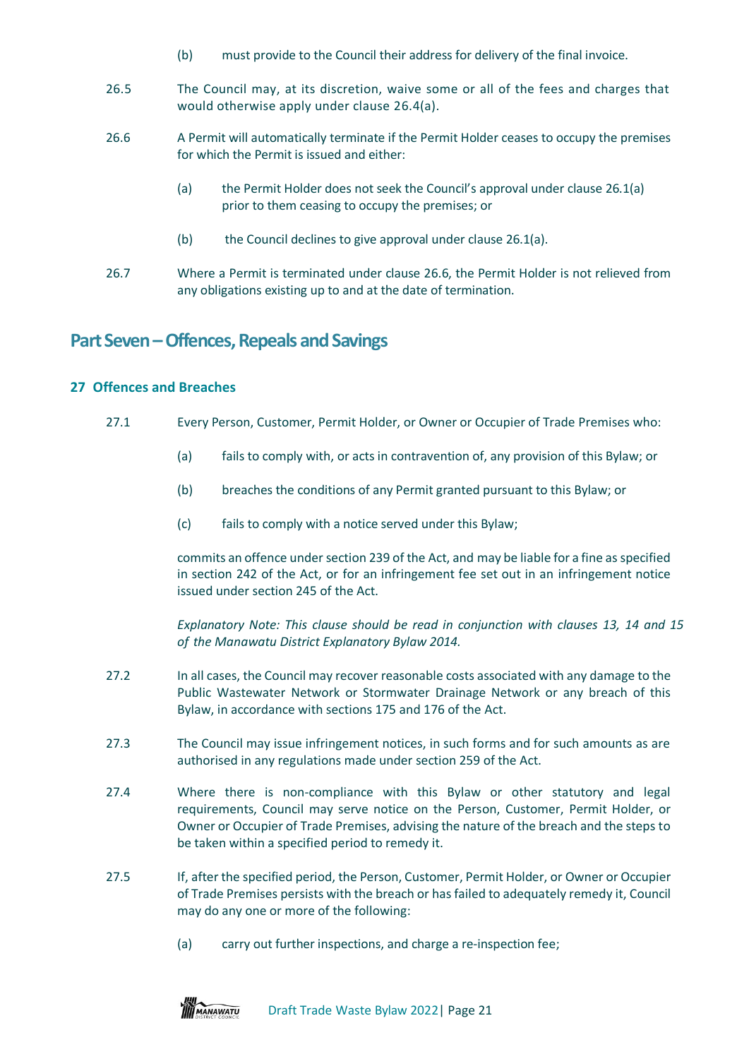(b) must provide to the Council their address for delivery of the final invoice.

26.5 The Council may, at its discretion, waive some or all of the fees and charges that would otherwise apply under clause 26.4(a).

26.6 A Permit will automatically terminate if the Permit Holder ceases to occupy the premises for which the Permit is issued and either:

(a) the Permit Holder does not seek the Council's approval under clause 26.1(a) prior to them ceasing to occupy the premises; or

(b) the Council declines to give approval under clause 26.1(a).

26.7 Where a Permit is terminated under clause 26.6, the Permit Holder is not relieved from any obligations existing up to and at the date of termination.

# Part Seven – Offences, Repeals and Savings

## 27 Offences and Breaches

27.1 Every Person, Customer, Permit Holder, or Owner or Occupier of Trade Premises who:

(a) fails to comply with, or acts in contravention of, any provision of this Bylaw; or

(b) breaches the conditions of any Permit granted pursuant to this Bylaw; or

(c) fails to comply with a notice served under this Bylaw;

commits an offence under section 239 of the Act, and may be liable for a fine as specified in section 242 of the Act, or for an infringement fee set out in an infringement notice issued under section 245 of the Act.

*Explanatory Note: This clause should be read in conjunction with clauses 13, 14 and 15 of the Manawatu District Explanatory Bylaw 2014.*

27.2 In all cases, the Council may recover reasonable costs associated with any damage to the Public Wastewater Network or Stormwater Drainage Network or any breach of this Bylaw, in accordance with sections 175 and 176 of the Act.

27.3 The Council may issue infringement notices, in such forms and for such amounts as are authorised in any regulations made under section 259 of the Act.

27.4 Where there is non-compliance with this Bylaw or other statutory and legal requirements, Council may serve notice on the Person, Customer, Permit Holder, or Owner or Occupier of Trade Premises, advising the nature of the breach and the steps to be taken within a specified period to remedy it.

27.5 If, after the specified period, the Person, Customer, Permit Holder, or Owner or Occupier of Trade Premises persists with the breach or has failed to adequately remedy it, Council may do any one or more of the following:

(a) carry out further inspections, and charge a re-inspection fee;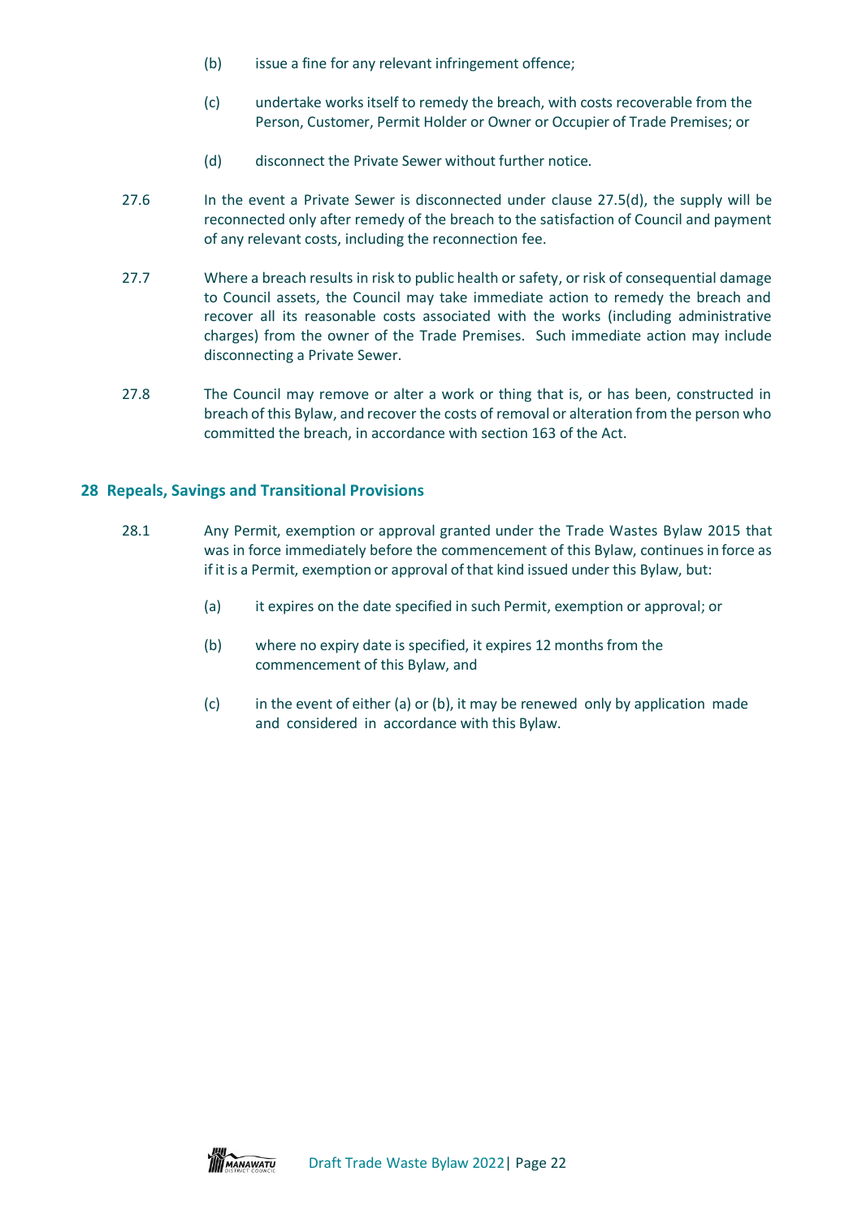(b) issue a fine for any relevant infringement offence;

(c) undertake works itself to remedy the breach, with costs recoverable from the Person, Customer, Permit Holder or Owner or Occupier of Trade Premises; or

(d) disconnect the Private Sewer without further notice.

27.6 In the event a Private Sewer is disconnected under clause 27.5(d), the supply will be reconnected only after remedy of the breach to the satisfaction of Council and payment of any relevant costs, including the reconnection fee.

27.7 Where a breach results in risk to public health or safety, or risk of consequential damage to Council assets, the Council may take immediate action to remedy the breach and recover all its reasonable costs associated with the works (including administrative charges) from the owner of the Trade Premises. Such immediate action may include disconnecting a Private Sewer.

27.8 The Council may remove or alter a work or thing that is, or has been, constructed in breach of this Bylaw, and recover the costs of removal or alteration from the person who committed the breach, in accordance with section 163 of the Act.

## 28 Repeals, Savings and Transitional Provisions

28.1 Any Permit, exemption or approval granted under the Trade Wastes Bylaw 2015 that was in force immediately before the commencement of this Bylaw, continues in force as if it is a Permit, exemption or approval of that kind issued under this Bylaw, but:

(a) it expires on the date specified in such Permit, exemption or approval; or

(b) where no expiry date is specified, it expires 12 months from the commencement of this Bylaw, and

(c) in the event of either (a) or (b), it may be renewed only by application made and considered in accordance with this Bylaw.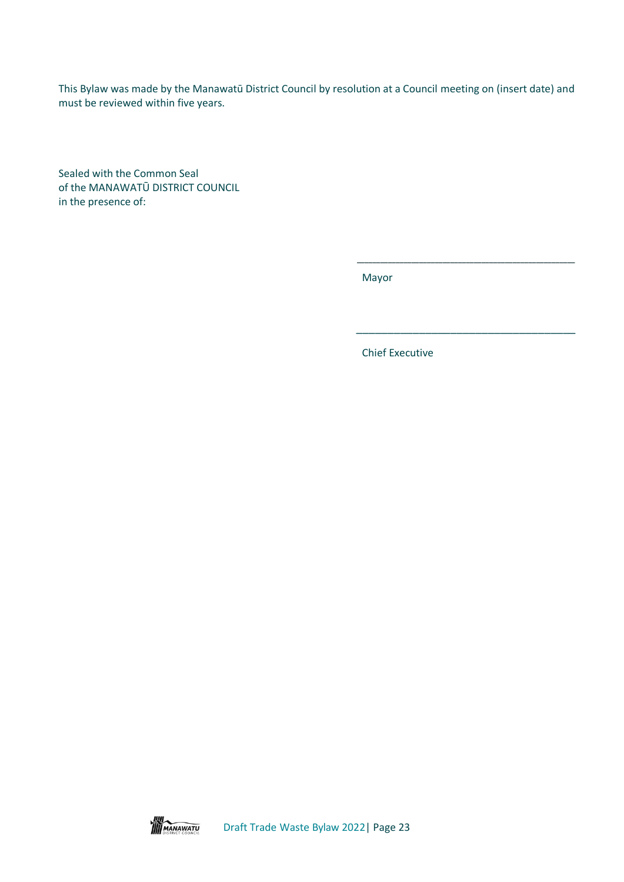This Bylaw was made by the Manawatū District Council by resolution at a Council meeting on (insert date) and must be reviewed within five years.

Sealed with the Common Seal
of the MANAWATŪ DISTRICT COUNCIL
in the presence of:

\_\_\_\_\_\_\_\_\_\_\_\_\_\_\_\_\_\_\_\_\_\_\_\_\_\_\_\_\_\_\_\_\_\_\_\_\_\_\_

Mayor

\_\_\_\_\_\_\_\_\_\_\_\_\_\_\_\_\_\_\_\_\_\_\_\_\_\_\_\_\_\_\_\_\_\_\_\_\_\_\_

Chief Executive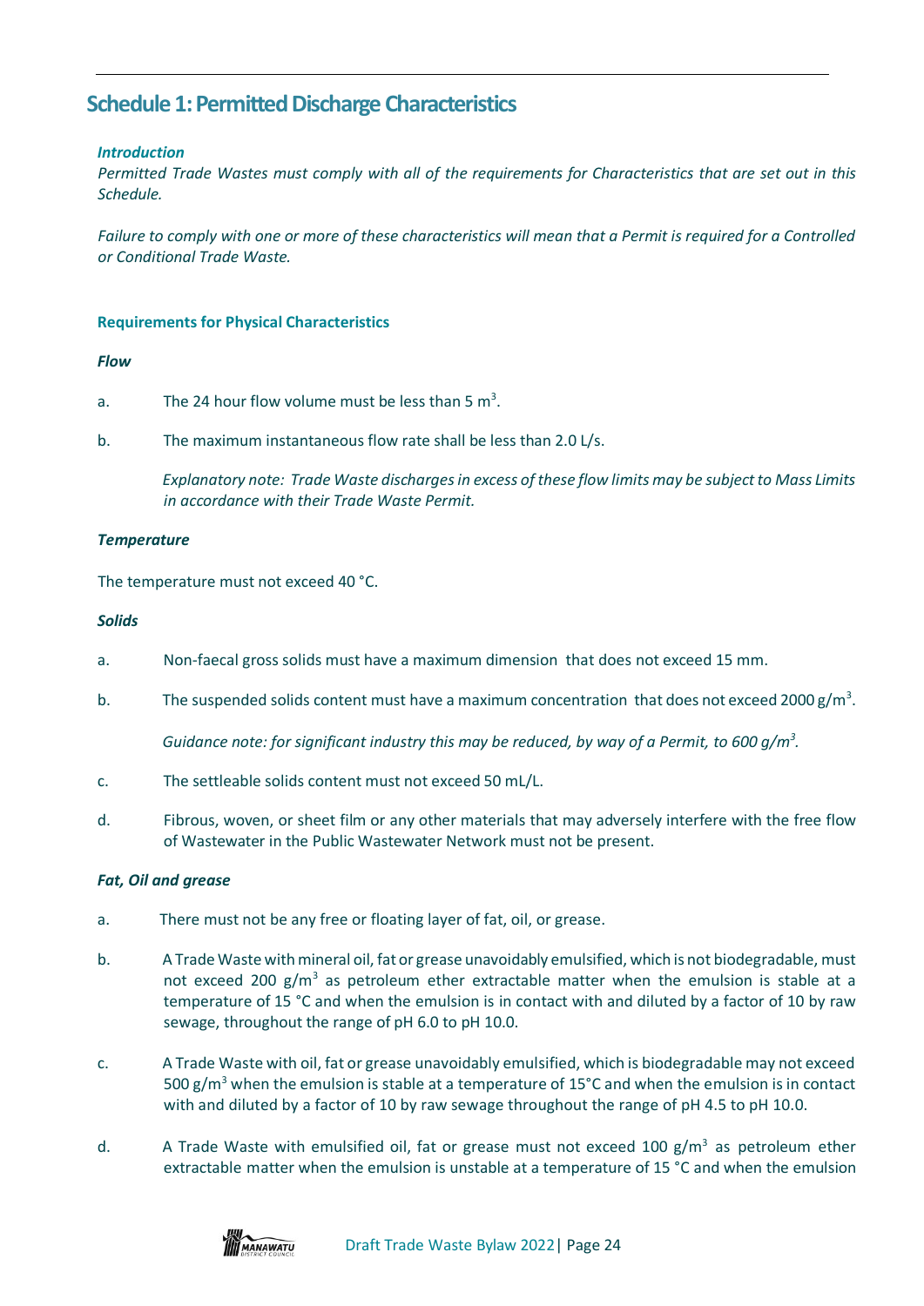## Schedule 1: Permitted Discharge Characteristics

***Introduction***

*Permitted Trade Wastes must comply with all of the requirements for Characteristics that are set out in this Schedule.*

*Failure to comply with one or more of these characteristics will mean that a Permit is required for a Controlled or Conditional Trade Waste.*

**Requirements for Physical Characteristics**

***Flow***

a. The 24 hour flow volume must be less than 5 $m^3$.

b. The maximum instantaneous flow rate shall be less than 2.0 L/s.

*Explanatory note: Trade Waste discharges in excess of these flow limits may be subject to Mass Limits in accordance with their Trade Waste Permit.*

***Temperature***

The temperature must not exceed 40 °C.

***Solids***

a. Non-faecal gross solids must have a maximum dimension that does not exceed 15 mm.

b. The suspended solids content must have a maximum concentration that does not exceed 2000 $g/m^3$.

*Guidance note: for significant industry this may be reduced, by way of a Permit, to 600 $g/m^3$.*

c. The settleable solids content must not exceed 50 mL/L.

d. Fibrous, woven, or sheet film or any other materials that may adversely interfere with the free flow of Wastewater in the Public Wastewater Network must not be present.

***Fat, Oil and grease***

a. There must not be any free or floating layer of fat, oil, or grease.

b. A Trade Waste with mineral oil, fat or grease unavoidably emulsified, which is not biodegradable, must not exceed 200 $g/m^3$ as petroleum ether extractable matter when the emulsion is stable at a temperature of 15 °C and when the emulsion is in contact with and diluted by a factor of 10 by raw sewage, throughout the range of pH 6.0 to pH 10.0.

c. A Trade Waste with oil, fat or grease unavoidably emulsified, which is biodegradable may not exceed 500 $g/m^3$ when the emulsion is stable at a temperature of 15°C and when the emulsion is in contact with and diluted by a factor of 10 by raw sewage throughout the range of pH 4.5 to pH 10.0.

d. A Trade Waste with emulsified oil, fat or grease must not exceed 100 $g/m^3$ as petroleum ether extractable matter when the emulsion is unstable at a temperature of 15 °C and when the emulsion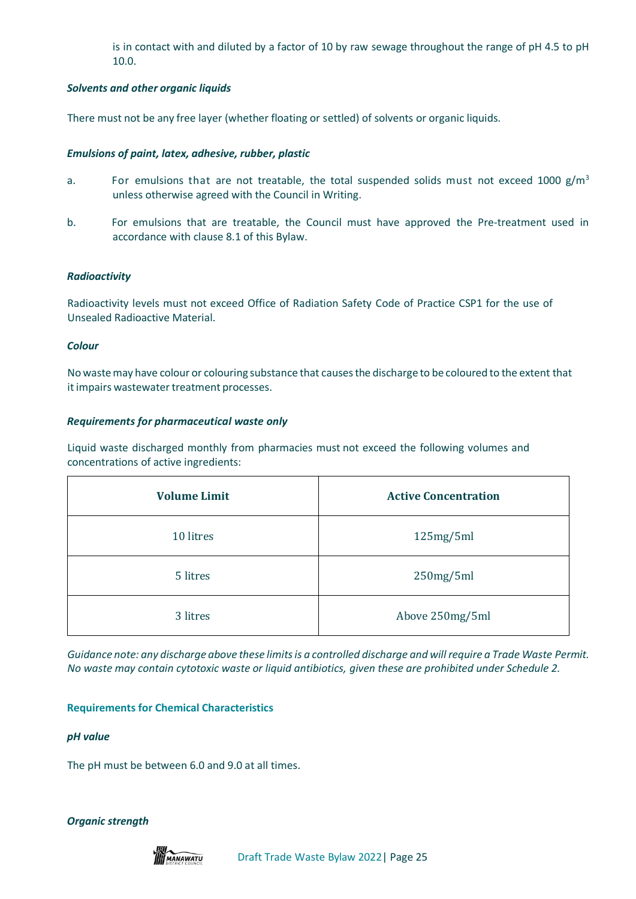is in contact with and diluted by a factor of 10 by raw sewage throughout the range of pH 4.5 to pH 10.0.

***Solvents and other organic liquids***

There must not be any free layer (whether floating or settled) of solvents or organic liquids.

***Emulsions of paint, latex, adhesive, rubber, plastic***

a. For emulsions that are not treatable, the total suspended solids must not exceed 1000 $g/m^3$ unless otherwise agreed with the Council in Writing.

b. For emulsions that are treatable, the Council must have approved the Pre-treatment used in accordance with clause 8.1 of this Bylaw.

***Radioactivity***

Radioactivity levels must not exceed Office of Radiation Safety Code of Practice CSP1 for the use of Unsealed Radioactive Material.

***Colour***

No waste may have colour or colouring substance that causes the discharge to be coloured to the extent that it impairs wastewater treatment processes.

***Requirements for pharmaceutical waste only***

Liquid waste discharged monthly from pharmacies must not exceed the following volumes and concentrations of active ingredients:

| Volume Limit | Active Concentration |
| --- | --- |
| 10 litres | 125mg/5ml |
| 5 litres | 250mg/5ml |
| 3 litres | Above 250mg/5ml |

*Guidance note: any discharge above these limits is a controlled discharge and will require a Trade Waste Permit. No waste may contain cytotoxic waste or liquid antibiotics, given these are prohibited under Schedule 2.*

**Requirements for Chemical Characteristics**

***pH value***

The pH must be between 6.0 and 9.0 at all times.

***Organic strength***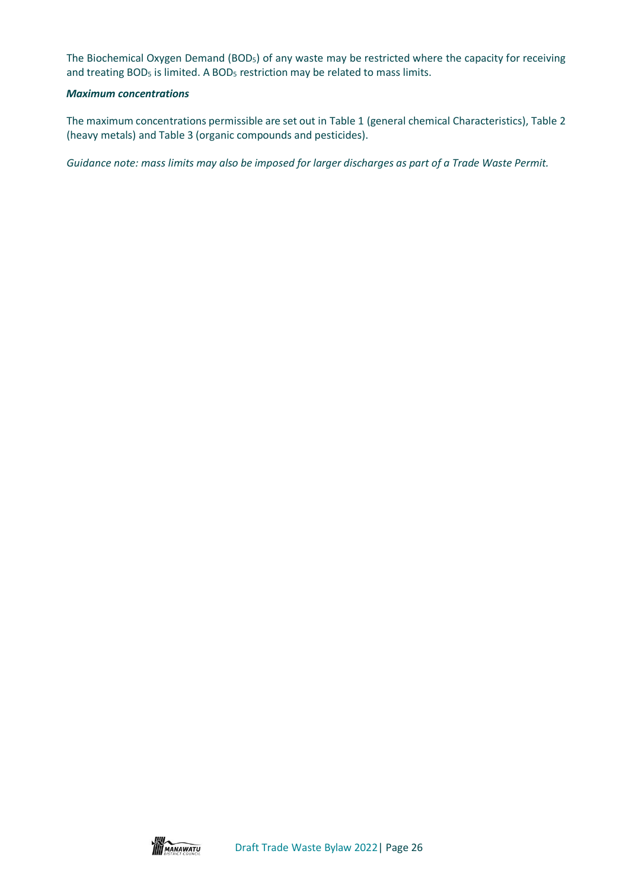The Biochemical Oxygen Demand ($BOD_5$) of any waste may be restricted where the capacity for receiving and treating $BOD_5$ is limited. A $BOD_5$ restriction may be related to mass limits.

***Maximum concentrations***

The maximum concentrations permissible are set out in Table 1 (general chemical Characteristics), Table 2 (heavy metals) and Table 3 (organic compounds and pesticides).

*Guidance note: mass limits may also be imposed for larger discharges as part of a Trade Waste Permit.*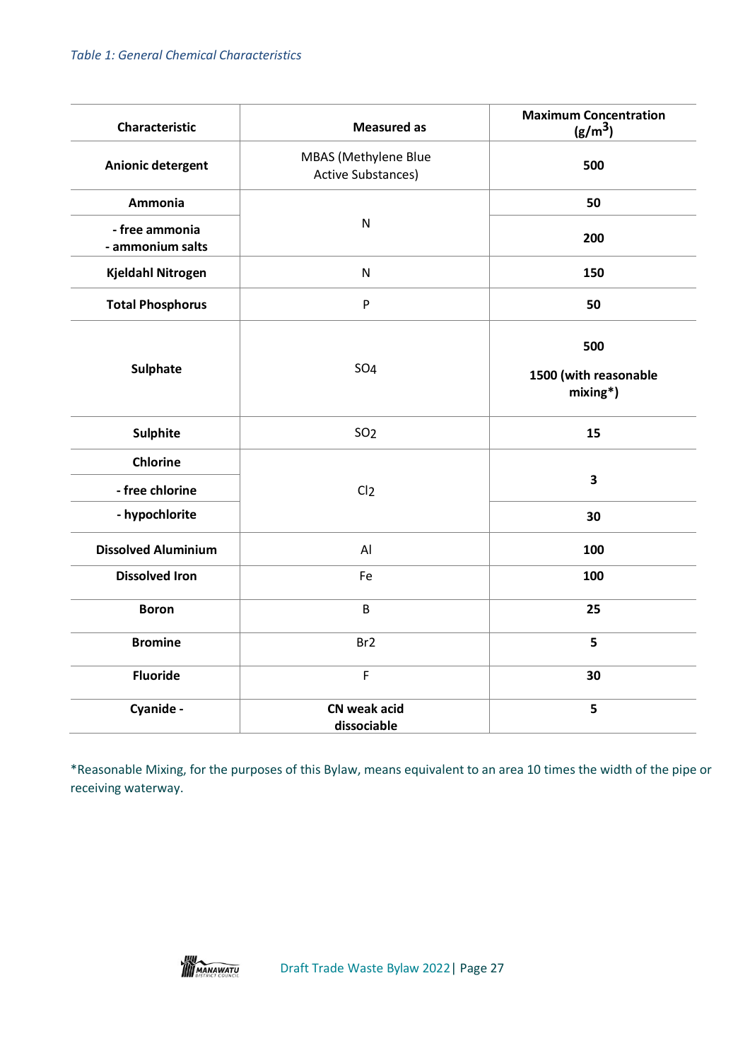*Table 1: General Chemical Characteristics*

| Characteristic | Measured as | Maximum Concentration ($g/m^3$) |
|---|---|---|
| **Anionic detergent** | MBAS (Methylene Blue Active Substances) | **500** |
| **Ammonia** | N | **50** |
| **- free ammonia**<br>**- ammonium salts** | N | **200** |
| **Kjeldahl Nitrogen** | N | **150** |
| **Total Phosphorus** | P | **50** |
| **Sulphate** | $SO_4$ | **500**<br>**1500 (with reasonable mixing*)** |
| **Sulphite** | $SO_2$ | **15** |
| **Chlorine**<br>**- free chlorine** | $Cl_2$ | **3** |
| **- hypochlorite** | $Cl_2$ | **30** |
| **Dissolved Aluminium** | Al | **100** |
| **Dissolved Iron** | Fe | **100** |
| **Boron** | B | **25** |
| **Bromine** | $Br_2$ | **5** |
| **Fluoride** | F | **30** |
| **Cyanide -** | **CN weak acid dissociable** | **5** |

*Reasonable Mixing, for the purposes of this Bylaw, means equivalent to an area 10 times the width of the pipe or receiving waterway.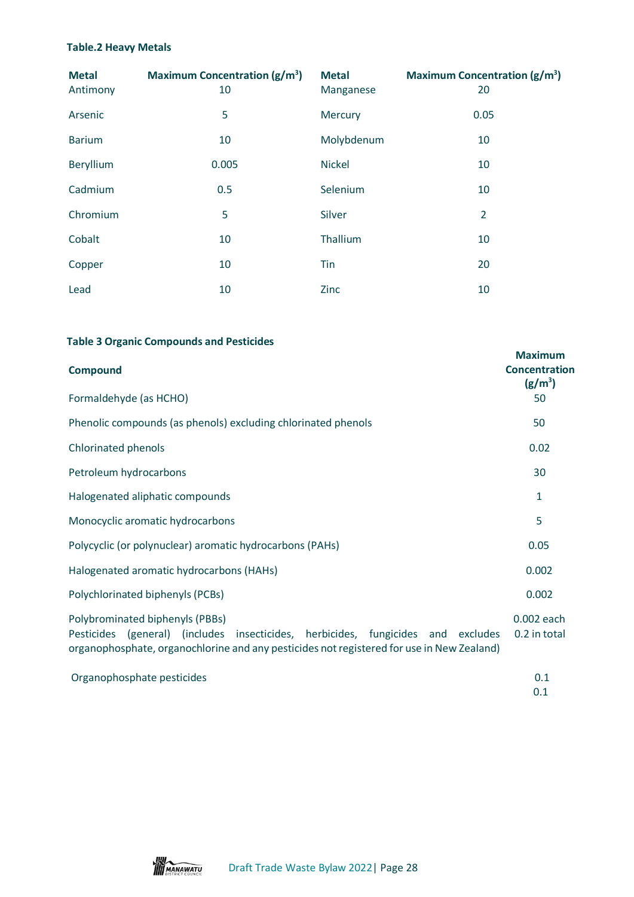**Table.2 Heavy Metals**

| Metal | Maximum Concentration (g/m$^3$) | Metal | Maximum Concentration (g/m$^3$) |
|---|---|---|---|
| Antimony | 10 | Manganese | 20 |
| Arsenic | 5 | Mercury | 0.05 |
| Barium | 10 | Molybdenum | 10 |
| Beryllium | 0.005 | Nickel | 10 |
| Cadmium | 0.5 | Selenium | 10 |
| Chromium | 5 | Silver | 2 |
| Cobalt | 10 | Thallium | 10 |
| Copper | 10 | Tin | 20 |
| Lead | 10 | Zinc | 10 |

**Table 3 Organic Compounds and Pesticides**

| Compound | Maximum Concentration (g/m$^3$) |
|---|---|
| Formaldehyde (as HCHO) | 50 |
| Phenolic compounds (as phenols) excluding chlorinated phenols | 50 |
| Chlorinated phenols | 0.02 |
| Petroleum hydrocarbons | 30 |
| Halogenated aliphatic compounds | 1 |
| Monocyclic aromatic hydrocarbons | 5 |
| Polycyclic (or polynuclear) aromatic hydrocarbons (PAHs) | 0.05 |
| Halogenated aromatic hydrocarbons (HAHs) | 0.002 |
| Polychlorinated biphenyls (PCBs) | 0.002 |
| Polybrominated biphenyls (PBBs) | 0.002 each |
| Pesticides (general) (includes insecticides, herbicides, fungicides and excludes organophosphate, organochlorine and any pesticides not registered for use in New Zealand) | 0.2 in total |
| Organophosphate pesticides | 0.1 |
| | 0.1 |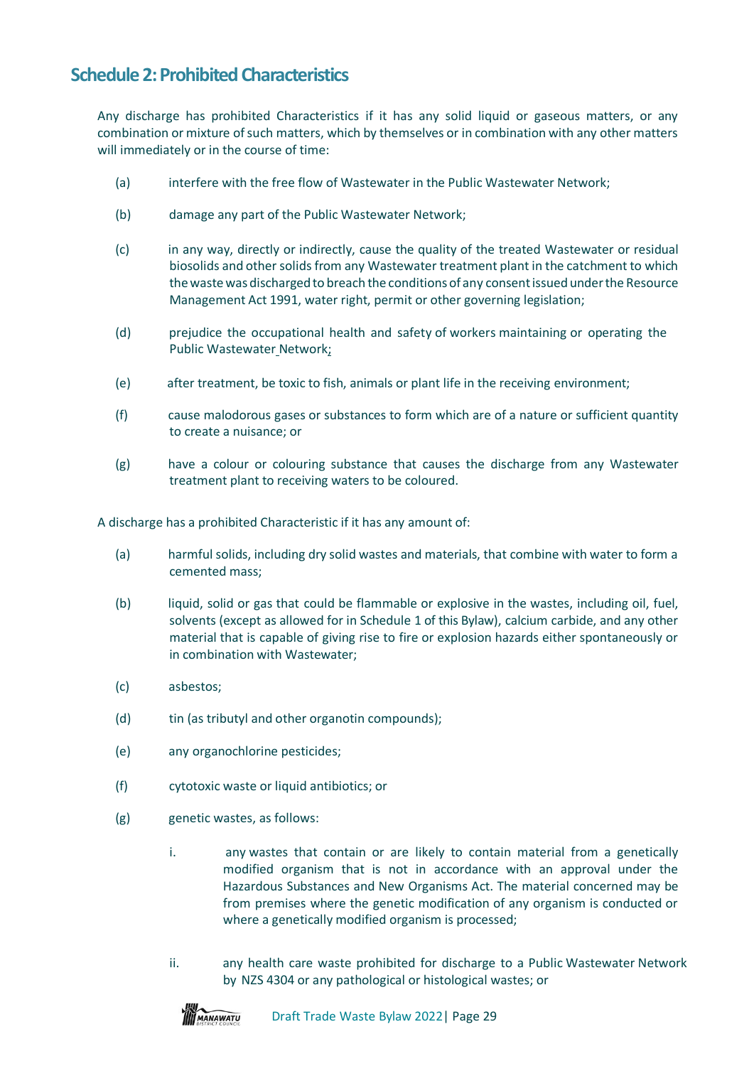## Schedule 2: Prohibited Characteristics

Any discharge has prohibited Characteristics if it has any solid liquid or gaseous matters, or any combination or mixture of such matters, which by themselves or in combination with any other matters will immediately or in the course of time:

(a) interfere with the free flow of Wastewater in the Public Wastewater Network;

(b) damage any part of the Public Wastewater Network;

(c) in any way, directly or indirectly, cause the quality of the treated Wastewater or residual biosolids and other solids from any Wastewater treatment plant in the catchment to which the waste was discharged to breach the conditions of any consent issued under the Resource Management Act 1991, water right, permit or other governing legislation;

(d) prejudice the occupational health and safety of workers maintaining or operating the Public Wastewater Network;

(e) after treatment, be toxic to fish, animals or plant life in the receiving environment;

(f) cause malodorous gases or substances to form which are of a nature or sufficient quantity to create a nuisance; or

(g) have a colour or colouring substance that causes the discharge from any Wastewater treatment plant to receiving waters to be coloured.

A discharge has a prohibited Characteristic if it has any amount of:

(a) harmful solids, including dry solid wastes and materials, that combine with water to form a cemented mass;

(b) liquid, solid or gas that could be flammable or explosive in the wastes, including oil, fuel, solvents (except as allowed for in Schedule 1 of this Bylaw), calcium carbide, and any other material that is capable of giving rise to fire or explosion hazards either spontaneously or in combination with Wastewater;

(c) asbestos;

(d) tin (as tributyl and other organotin compounds);

(e) any organochlorine pesticides;

(f) cytotoxic waste or liquid antibiotics; or

(g) genetic wastes, as follows:

   i. any wastes that contain or are likely to contain material from a genetically modified organism that is not in accordance with an approval under the Hazardous Substances and New Organisms Act. The material concerned may be from premises where the genetic modification of any organism is conducted or where a genetically modified organism is processed;

   ii. any health care waste prohibited for discharge to a Public Wastewater Network by NZS 4304 or any pathological or histological wastes; or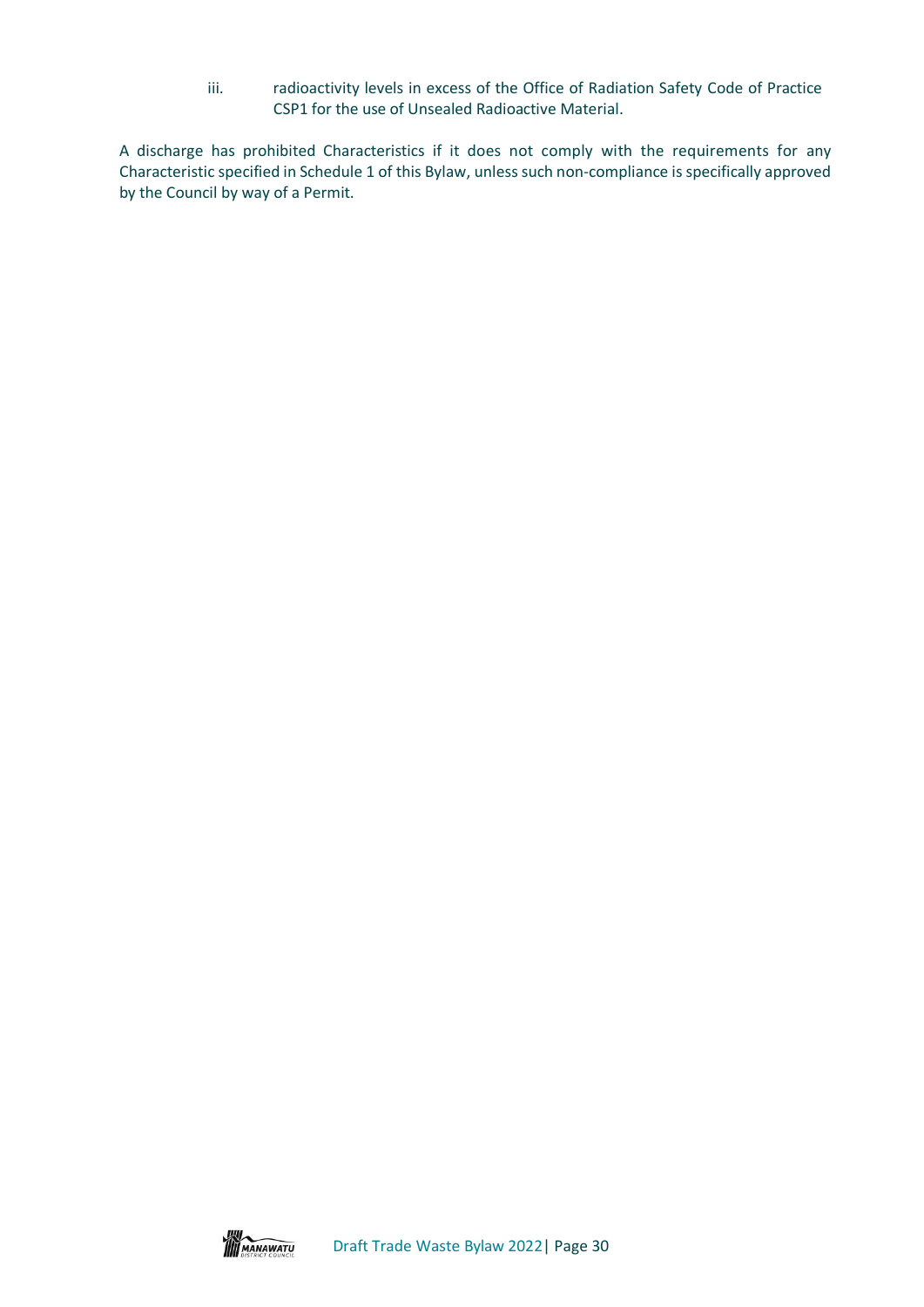iii. radioactivity levels in excess of the Office of Radiation Safety Code of Practice CSP1 for the use of Unsealed Radioactive Material.

A discharge has prohibited Characteristics if it does not comply with the requirements for any Characteristic specified in Schedule 1 of this Bylaw, unless such non-compliance is specifically approved by the Council by way of a Permit.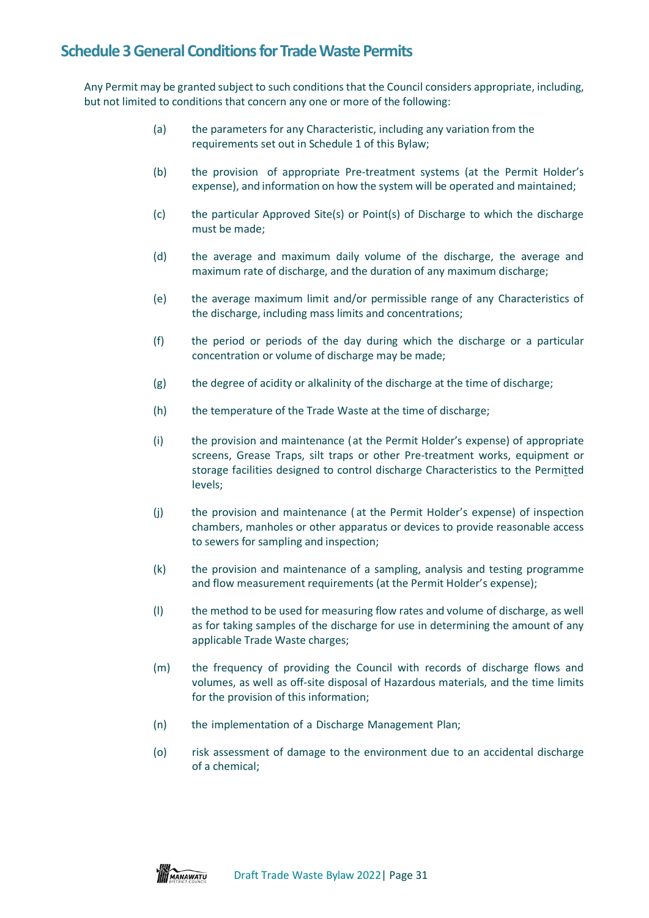## Schedule 3 General Conditions for Trade Waste Permits

Any Permit may be granted subject to such conditions that the Council considers appropriate, including, but not limited to conditions that concern any one or more of the following:

(a) the parameters for any Characteristic, including any variation from the requirements set out in Schedule 1 of this Bylaw;

(b) the provision of appropriate Pre-treatment systems (at the Permit Holder's expense), and information on how the system will be operated and maintained;

(c) the particular Approved Site(s) or Point(s) of Discharge to which the discharge must be made;

(d) the average and maximum daily volume of the discharge, the average and maximum rate of discharge, and the duration of any maximum discharge;

(e) the average maximum limit and/or permissible range of any Characteristics of the discharge, including mass limits and concentrations;

(f) the period or periods of the day during which the discharge or a particular concentration or volume of discharge may be made;

(g) the degree of acidity or alkalinity of the discharge at the time of discharge;

(h) the temperature of the Trade Waste at the time of discharge;

(i) the provision and maintenance (at the Permit Holder's expense) of appropriate screens, Grease Traps, silt traps or other Pre-treatment works, equipment or storage facilities designed to control discharge Characteristics to the Permitted levels;

(j) the provision and maintenance (at the Permit Holder's expense) of inspection chambers, manholes or other apparatus or devices to provide reasonable access to sewers for sampling and inspection;

(k) the provision and maintenance of a sampling, analysis and testing programme and flow measurement requirements (at the Permit Holder's expense);

(l) the method to be used for measuring flow rates and volume of discharge, as well as for taking samples of the discharge for use in determining the amount of any applicable Trade Waste charges;

(m) the frequency of providing the Council with records of discharge flows and volumes, as well as off-site disposal of Hazardous materials, and the time limits for the provision of this information;

(n) the implementation of a Discharge Management Plan;

(o) risk assessment of damage to the environment due to an accidental discharge of a chemical;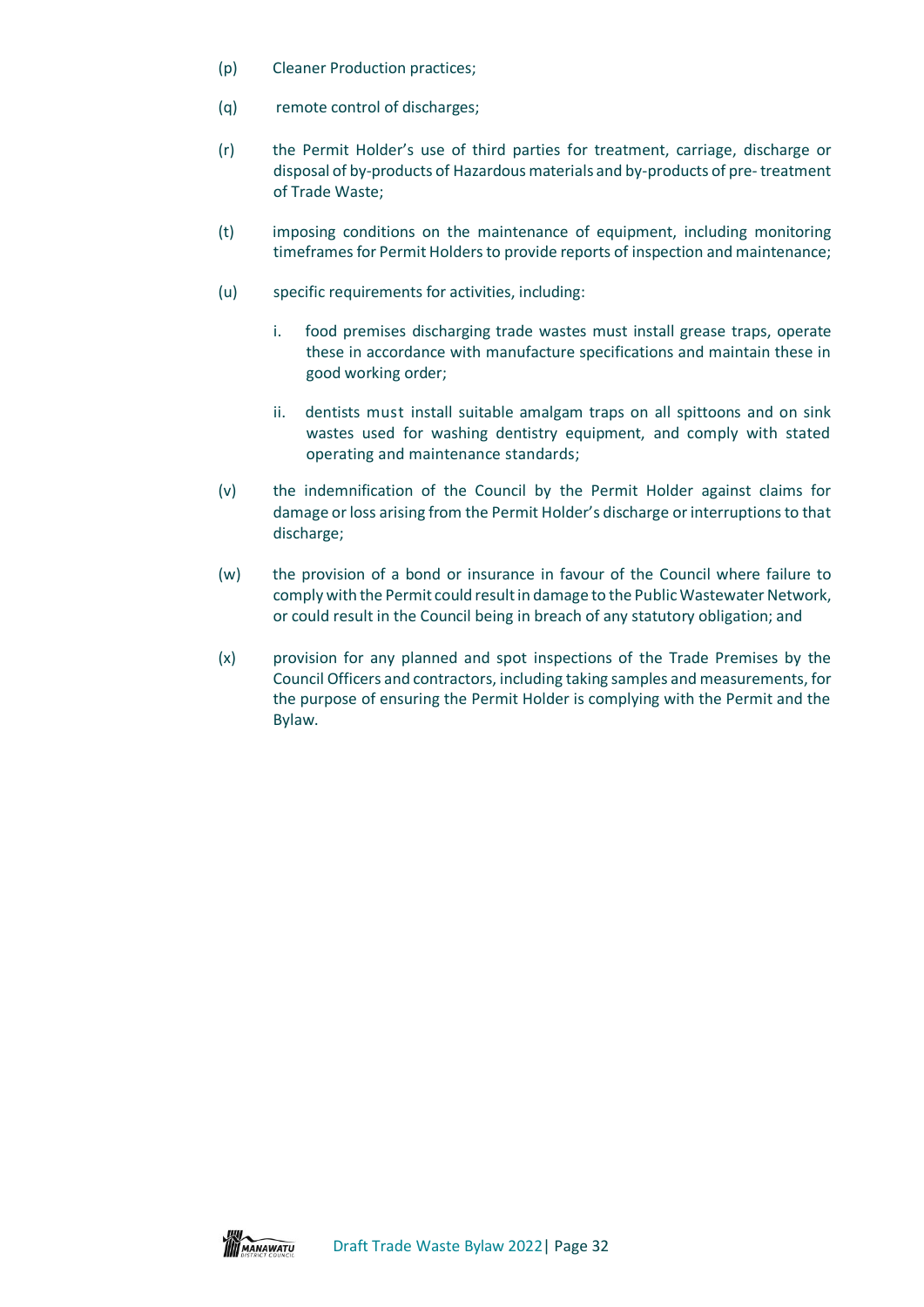(p) Cleaner Production practices;

(q) remote control of discharges;

(r) the Permit Holder's use of third parties for treatment, carriage, discharge or disposal of by-products of Hazardous materials and by-products of pre- treatment of Trade Waste;

(t) imposing conditions on the maintenance of equipment, including monitoring timeframes for Permit Holders to provide reports of inspection and maintenance;

(u) specific requirements for activities, including:

  i. food premises discharging trade wastes must install grease traps, operate these in accordance with manufacture specifications and maintain these in good working order;

  ii. dentists must install suitable amalgam traps on all spittoons and on sink wastes used for washing dentistry equipment, and comply with stated operating and maintenance standards;

(v) the indemnification of the Council by the Permit Holder against claims for damage or loss arising from the Permit Holder's discharge or interruptions to that discharge;

(w) the provision of a bond or insurance in favour of the Council where failure to comply with the Permit could result in damage to the Public Wastewater Network, or could result in the Council being in breach of any statutory obligation; and

(x) provision for any planned and spot inspections of the Trade Premises by the Council Officers and contractors, including taking samples and measurements, for the purpose of ensuring the Permit Holder is complying with the Permit and the Bylaw.